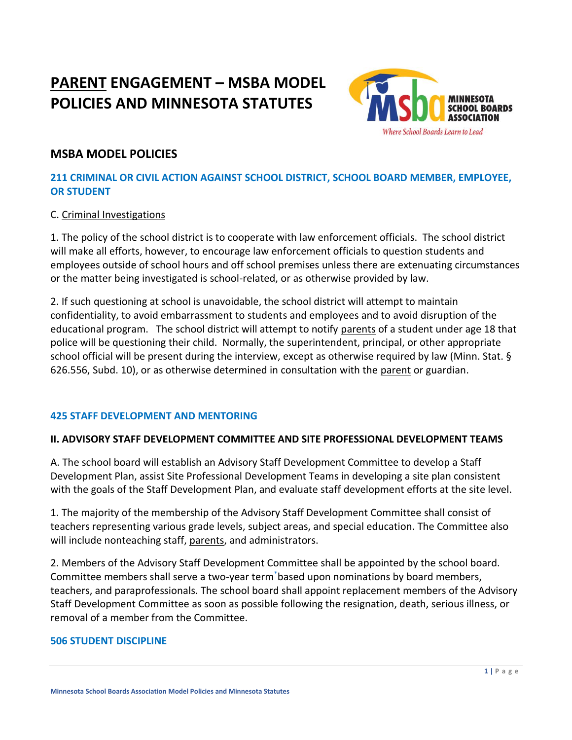# PARENT ENGAGEMENT – MSBA MODEL POLICIES AND MINNESOTA STATUTES

## MSBA MODEL POLICIES

### 211 CRIMINAL OR CIVIL ACTION AGAINST SCHOOL DISTRICT, SCHOOL BOARD MEMBER, EMPLOYEE, OR STUDENT

C. Criminal Investigations

1. The policy of the school district is to cooperate with law enforcement officials. The school district will make all efforts, however, to encourage law enforcement officials to question students and employees outside of school hours and off school premises unless there are extenuating circumstances or the matter being investigated is school-related, or as otherwise provided by law.

2. If such questioning at school is unavoidable, the school district will attempt to maintain confidentiality, to avoid embarrassment to students and employees and to avoid disruption of the educational program. The school district will attempt to notify parents of a student under age 18 that police will be questioning their child. Normally, the superintendent, principal, or other appropriate school official will be present during the interview, except as otherwise required by law (Minn. Stat. § 626.556, Subd. 10), or as otherwise determined in consultation with the parent or guardian.

### 425 STAFF DEVELOPMENT AND MENTORING

**II. ADVISORY STAFF DEVELOPMENT COMMITTEE AND SITE PROFESSIONAL DEVELOPMENT TEAMS**

A. The school board will establish an Advisory Staff Development Committee to develop a Staff Development Plan, assist Site Professional Development Teams in developing a site plan consistent with the goals of the Staff Development Plan, and evaluate staff development efforts at the site level.

1. The majority of the membership of the Advisory Staff Development Committee shall consist of teachers representing various grade levels, subject areas, and special education. The Committee also will include nonteaching staff, parents, and administrators.

2. Members of the Advisory Staff Development Committee shall be appointed by the school board. Committee members shall serve a two-year term* based upon nominations by board members, teachers, and paraprofessionals. The school board shall appoint replacement members of the Advisory Staff Development Committee as soon as possible following the resignation, death, serious illness, or removal of a member from the Committee.

### 506 STUDENT DISCIPLINE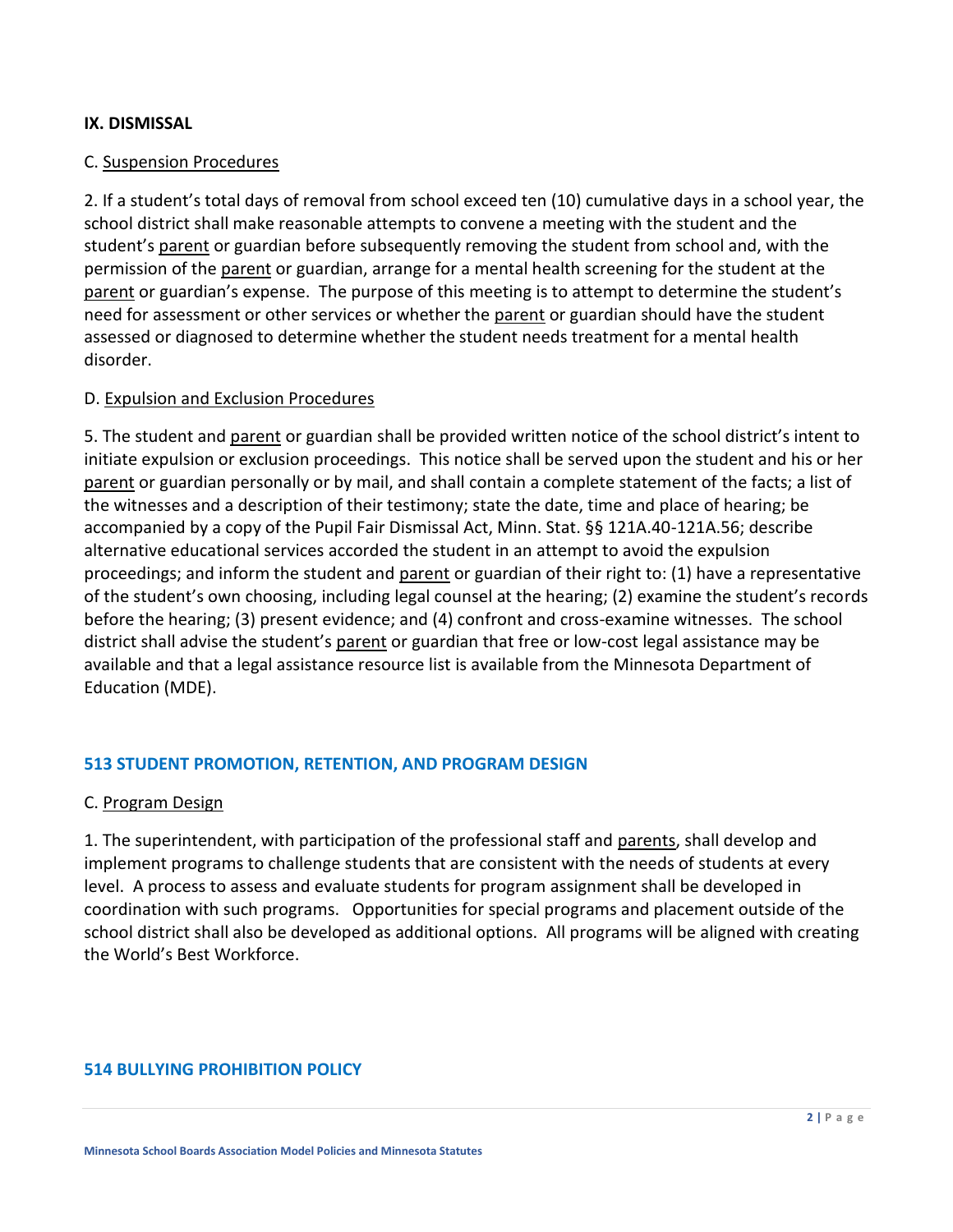**IX. DISMISSAL**

C. Suspension Procedures

2. If a student's total days of removal from school exceed ten (10) cumulative days in a school year, the school district shall make reasonable attempts to convene a meeting with the student and the student's parent or guardian before subsequently removing the student from school and, with the permission of the parent or guardian, arrange for a mental health screening for the student at the parent or guardian's expense. The purpose of this meeting is to attempt to determine the student's need for assessment or other services or whether the parent or guardian should have the student assessed or diagnosed to determine whether the student needs treatment for a mental health disorder.

D. Expulsion and Exclusion Procedures

5. The student and parent or guardian shall be provided written notice of the school district's intent to initiate expulsion or exclusion proceedings. This notice shall be served upon the student and his or her parent or guardian personally or by mail, and shall contain a complete statement of the facts; a list of the witnesses and a description of their testimony; state the date, time and place of hearing; be accompanied by a copy of the Pupil Fair Dismissal Act, Minn. Stat. §§ 121A.40-121A.56; describe alternative educational services accorded the student in an attempt to avoid the expulsion proceedings; and inform the student and parent or guardian of their right to: (1) have a representative of the student's own choosing, including legal counsel at the hearing; (2) examine the student's records before the hearing; (3) present evidence; and (4) confront and cross-examine witnesses. The school district shall advise the student's parent or guardian that free or low-cost legal assistance may be available and that a legal assistance resource list is available from the Minnesota Department of Education (MDE).

## 513 STUDENT PROMOTION, RETENTION, AND PROGRAM DESIGN

C. Program Design

1. The superintendent, with participation of the professional staff and parents, shall develop and implement programs to challenge students that are consistent with the needs of students at every level. A process to assess and evaluate students for program assignment shall be developed in coordination with such programs. Opportunities for special programs and placement outside of the school district shall also be developed as additional options. All programs will be aligned with creating the World's Best Workforce.

## 514 BULLYING PROHIBITION POLICY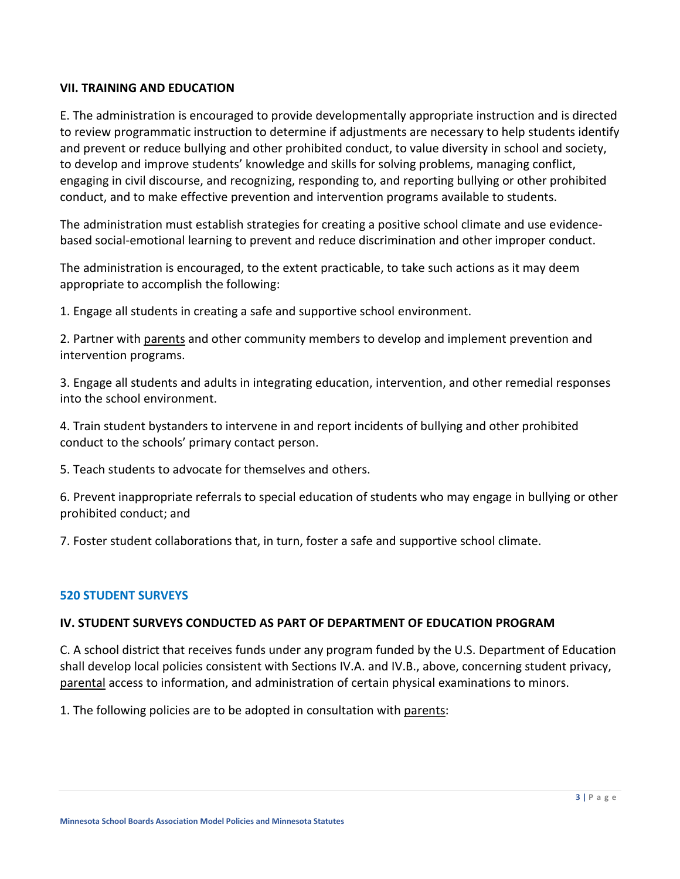### VII. TRAINING AND EDUCATION

E. The administration is encouraged to provide developmentally appropriate instruction and is directed to review programmatic instruction to determine if adjustments are necessary to help students identify and prevent or reduce bullying and other prohibited conduct, to value diversity in school and society, to develop and improve students' knowledge and skills for solving problems, managing conflict, engaging in civil discourse, and recognizing, responding to, and reporting bullying or other prohibited conduct, and to make effective prevention and intervention programs available to students.

The administration must establish strategies for creating a positive school climate and use evidence-based social-emotional learning to prevent and reduce discrimination and other improper conduct.

The administration is encouraged, to the extent practicable, to take such actions as it may deem appropriate to accomplish the following:

1. Engage all students in creating a safe and supportive school environment.

2. Partner with parents and other community members to develop and implement prevention and intervention programs.

3. Engage all students and adults in integrating education, intervention, and other remedial responses into the school environment.

4. Train student bystanders to intervene in and report incidents of bullying and other prohibited conduct to the schools' primary contact person.

5. Teach students to advocate for themselves and others.

6. Prevent inappropriate referrals to special education of students who may engage in bullying or other prohibited conduct; and

7. Foster student collaborations that, in turn, foster a safe and supportive school climate.

## 520 STUDENT SURVEYS

### IV. STUDENT SURVEYS CONDUCTED AS PART OF DEPARTMENT OF EDUCATION PROGRAM

C. A school district that receives funds under any program funded by the U.S. Department of Education shall develop local policies consistent with Sections IV.A. and IV.B., above, concerning student privacy, parental access to information, and administration of certain physical examinations to minors.

1. The following policies are to be adopted in consultation with parents: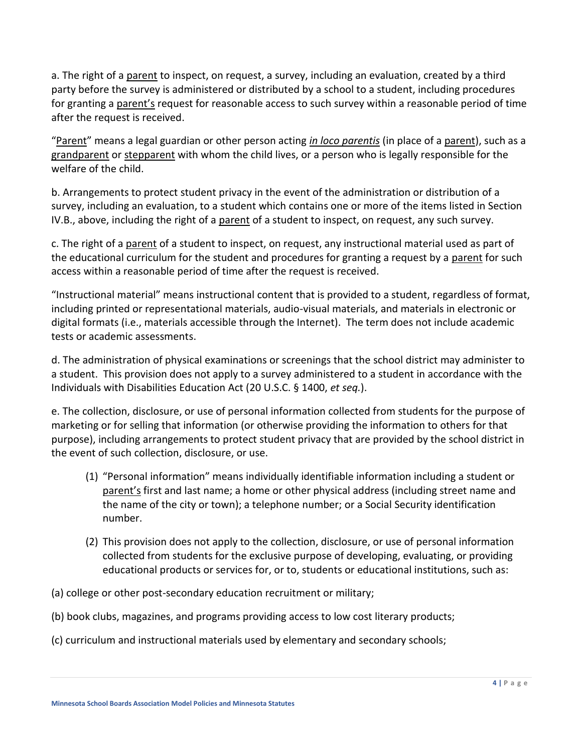a. The right of a parent to inspect, on request, a survey, including an evaluation, created by a third party before the survey is administered or distributed by a school to a student, including procedures for granting a parent's request for reasonable access to such survey within a reasonable period of time after the request is received.

"Parent" means a legal guardian or other person acting *in loco parentis* (in place of a parent), such as a grandparent or stepparent with whom the child lives, or a person who is legally responsible for the welfare of the child.

b. Arrangements to protect student privacy in the event of the administration or distribution of a survey, including an evaluation, to a student which contains one or more of the items listed in Section IV.B., above, including the right of a parent of a student to inspect, on request, any such survey.

c. The right of a parent of a student to inspect, on request, any instructional material used as part of the educational curriculum for the student and procedures for granting a request by a parent for such access within a reasonable period of time after the request is received.

"Instructional material" means instructional content that is provided to a student, regardless of format, including printed or representational materials, audio-visual materials, and materials in electronic or digital formats (i.e., materials accessible through the Internet). The term does not include academic tests or academic assessments.

d. The administration of physical examinations or screenings that the school district may administer to a student. This provision does not apply to a survey administered to a student in accordance with the Individuals with Disabilities Education Act (20 U.S.C. § 1400, *et seq.*).

e. The collection, disclosure, or use of personal information collected from students for the purpose of marketing or for selling that information (or otherwise providing the information to others for that purpose), including arrangements to protect student privacy that are provided by the school district in the event of such collection, disclosure, or use.

(1) "Personal information" means individually identifiable information including a student or parent's first and last name; a home or other physical address (including street name and the name of the city or town); a telephone number; or a Social Security identification number.

(2) This provision does not apply to the collection, disclosure, or use of personal information collected from students for the exclusive purpose of developing, evaluating, or providing educational products or services for, or to, students or educational institutions, such as:

(a) college or other post-secondary education recruitment or military;

(b) book clubs, magazines, and programs providing access to low cost literary products;

(c) curriculum and instructional materials used by elementary and secondary schools;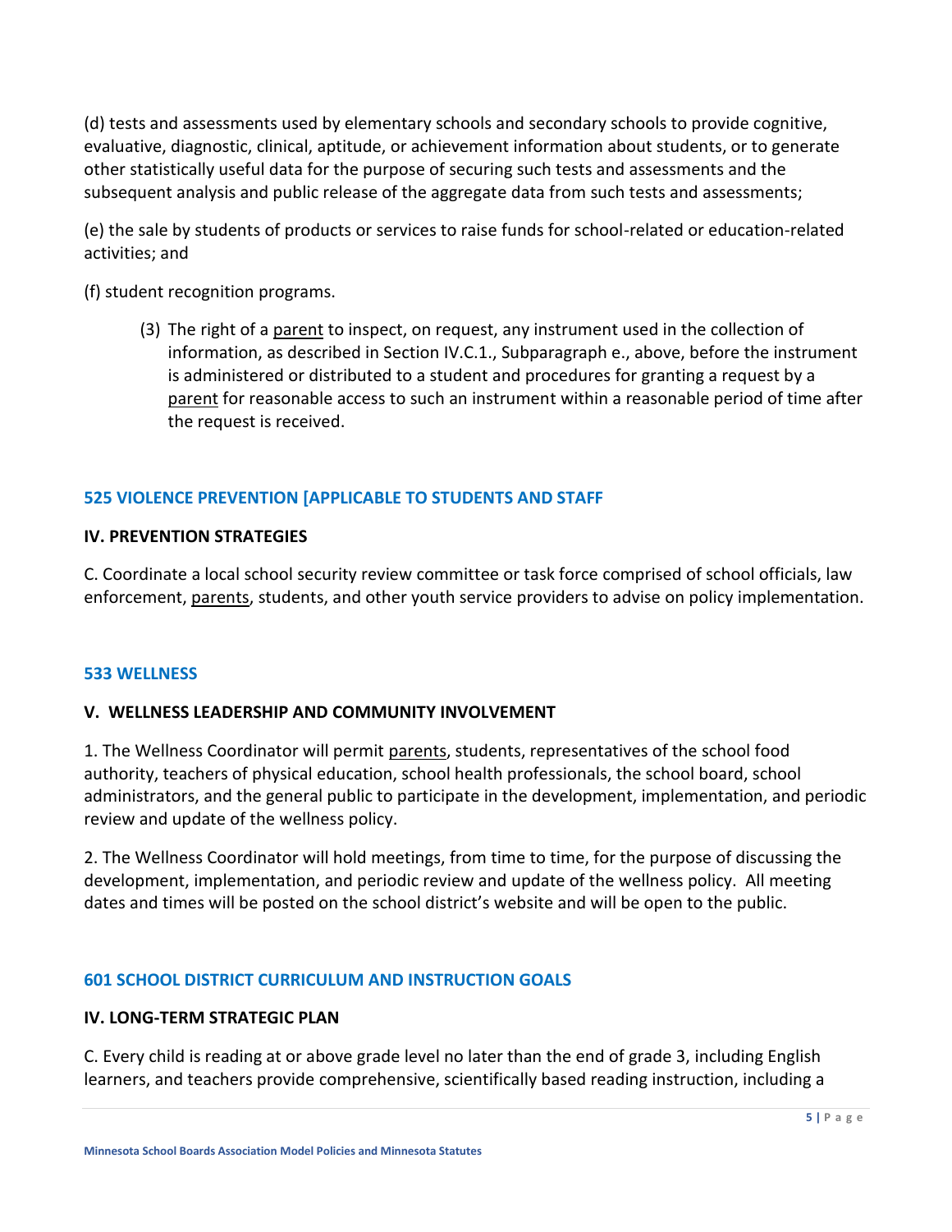(d) tests and assessments used by elementary schools and secondary schools to provide cognitive, evaluative, diagnostic, clinical, aptitude, or achievement information about students, or to generate other statistically useful data for the purpose of securing such tests and assessments and the subsequent analysis and public release of the aggregate data from such tests and assessments;

(e) the sale by students of products or services to raise funds for school-related or education-related activities; and

(f) student recognition programs.

> (3) The right of a <u>parent</u> to inspect, on request, any instrument used in the collection of information, as described in Section IV.C.1., Subparagraph e., above, before the instrument is administered or distributed to a student and procedures for granting a request by a <u>parent</u> for reasonable access to such an instrument within a reasonable period of time after the request is received.

### 525 VIOLENCE PREVENTION [APPLICABLE TO STUDENTS AND STAFF

**IV. PREVENTION STRATEGIES**

C. Coordinate a local school security review committee or task force comprised of school officials, law enforcement, <u>parents</u>, students, and other youth service providers to advise on policy implementation.

### 533 WELLNESS

**V. WELLNESS LEADERSHIP AND COMMUNITY INVOLVEMENT**

1. The Wellness Coordinator will permit <u>parents</u>, students, representatives of the school food authority, teachers of physical education, school health professionals, the school board, school administrators, and the general public to participate in the development, implementation, and periodic review and update of the wellness policy.

2. The Wellness Coordinator will hold meetings, from time to time, for the purpose of discussing the development, implementation, and periodic review and update of the wellness policy. All meeting dates and times will be posted on the school district's website and will be open to the public.

### 601 SCHOOL DISTRICT CURRICULUM AND INSTRUCTION GOALS

**IV. LONG-TERM STRATEGIC PLAN**

C. Every child is reading at or above grade level no later than the end of grade 3, including English learners, and teachers provide comprehensive, scientifically based reading instruction, including a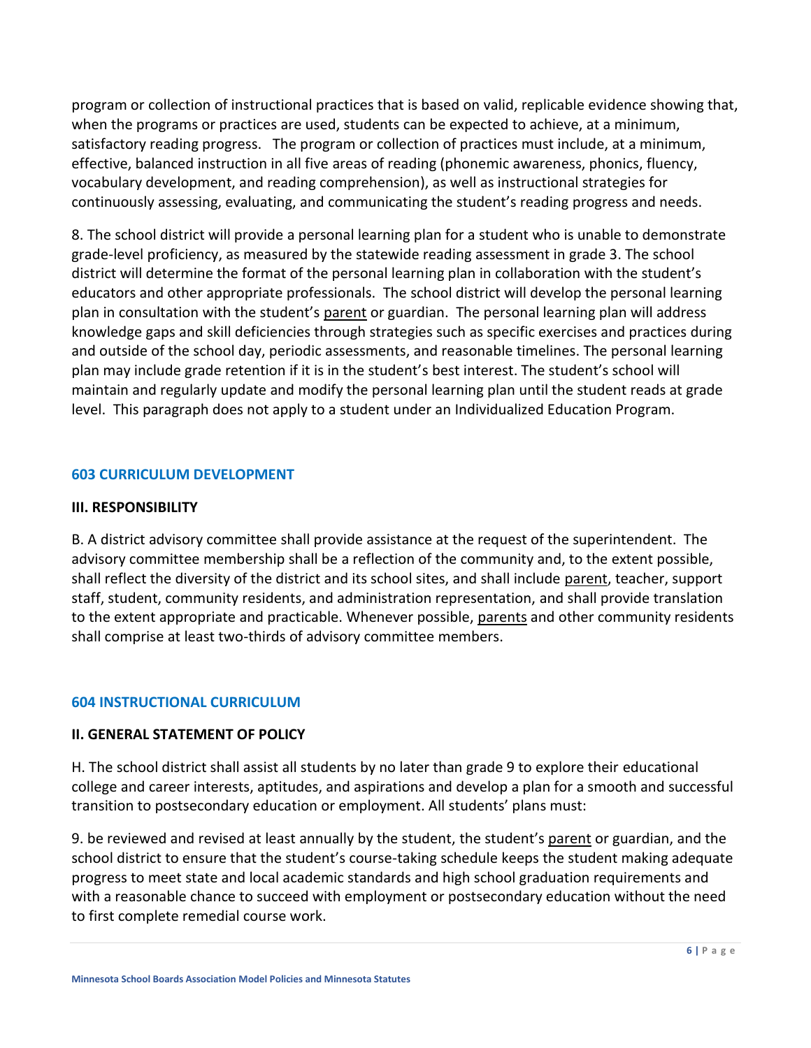program or collection of instructional practices that is based on valid, replicable evidence showing that, when the programs or practices are used, students can be expected to achieve, at a minimum, satisfactory reading progress. The program or collection of practices must include, at a minimum, effective, balanced instruction in all five areas of reading (phonemic awareness, phonics, fluency, vocabulary development, and reading comprehension), as well as instructional strategies for continuously assessing, evaluating, and communicating the student's reading progress and needs.

8. The school district will provide a personal learning plan for a student who is unable to demonstrate grade-level proficiency, as measured by the statewide reading assessment in grade 3. The school district will determine the format of the personal learning plan in collaboration with the student's educators and other appropriate professionals. The school district will develop the personal learning plan in consultation with the student's <u>parent</u> or guardian. The personal learning plan will address knowledge gaps and skill deficiencies through strategies such as specific exercises and practices during and outside of the school day, periodic assessments, and reasonable timelines. The personal learning plan may include grade retention if it is in the student's best interest. The student's school will maintain and regularly update and modify the personal learning plan until the student reads at grade level. This paragraph does not apply to a student under an Individualized Education Program.

## 603 CURRICULUM DEVELOPMENT

### III. RESPONSIBILITY

B. A district advisory committee shall provide assistance at the request of the superintendent. The advisory committee membership shall be a reflection of the community and, to the extent possible, shall reflect the diversity of the district and its school sites, and shall include <u>parent</u>, teacher, support staff, student, community residents, and administration representation, and shall provide translation to the extent appropriate and practicable. Whenever possible, <u>parents</u> and other community residents shall comprise at least two-thirds of advisory committee members.

## 604 INSTRUCTIONAL CURRICULUM

### II. GENERAL STATEMENT OF POLICY

H. The school district shall assist all students by no later than grade 9 to explore their educational college and career interests, aptitudes, and aspirations and develop a plan for a smooth and successful transition to postsecondary education or employment. All students' plans must:

9. be reviewed and revised at least annually by the student, the student's <u>parent</u> or guardian, and the school district to ensure that the student's course-taking schedule keeps the student making adequate progress to meet state and local academic standards and high school graduation requirements and with a reasonable chance to succeed with employment or postsecondary education without the need to first complete remedial course work.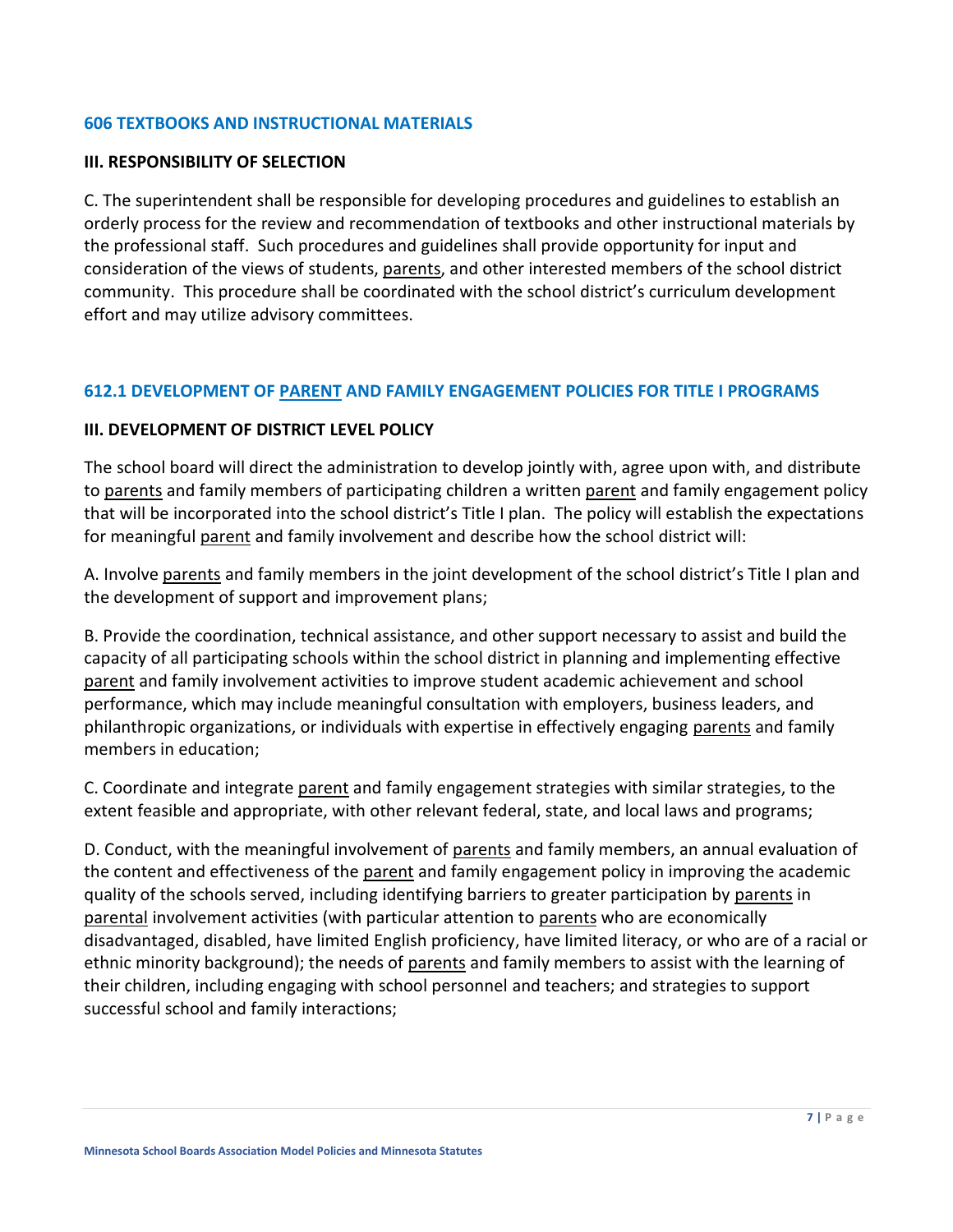## 606 TEXTBOOKS AND INSTRUCTIONAL MATERIALS

### III. RESPONSIBILITY OF SELECTION

C. The superintendent shall be responsible for developing procedures and guidelines to establish an orderly process for the review and recommendation of textbooks and other instructional materials by the professional staff. Such procedures and guidelines shall provide opportunity for input and consideration of the views of students, parents, and other interested members of the school district community. This procedure shall be coordinated with the school district's curriculum development effort and may utilize advisory committees.

## 612.1 DEVELOPMENT OF PARENT AND FAMILY ENGAGEMENT POLICIES FOR TITLE I PROGRAMS

### III. DEVELOPMENT OF DISTRICT LEVEL POLICY

The school board will direct the administration to develop jointly with, agree upon with, and distribute to parents and family members of participating children a written parent and family engagement policy that will be incorporated into the school district's Title I plan. The policy will establish the expectations for meaningful parent and family involvement and describe how the school district will:

A. Involve parents and family members in the joint development of the school district's Title I plan and the development of support and improvement plans;

B. Provide the coordination, technical assistance, and other support necessary to assist and build the capacity of all participating schools within the school district in planning and implementing effective parent and family involvement activities to improve student academic achievement and school performance, which may include meaningful consultation with employers, business leaders, and philanthropic organizations, or individuals with expertise in effectively engaging parents and family members in education;

C. Coordinate and integrate parent and family engagement strategies with similar strategies, to the extent feasible and appropriate, with other relevant federal, state, and local laws and programs;

D. Conduct, with the meaningful involvement of parents and family members, an annual evaluation of the content and effectiveness of the parent and family engagement policy in improving the academic quality of the schools served, including identifying barriers to greater participation by parents in parental involvement activities (with particular attention to parents who are economically disadvantaged, disabled, have limited English proficiency, have limited literacy, or who are of a racial or ethnic minority background); the needs of parents and family members to assist with the learning of their children, including engaging with school personnel and teachers; and strategies to support successful school and family interactions;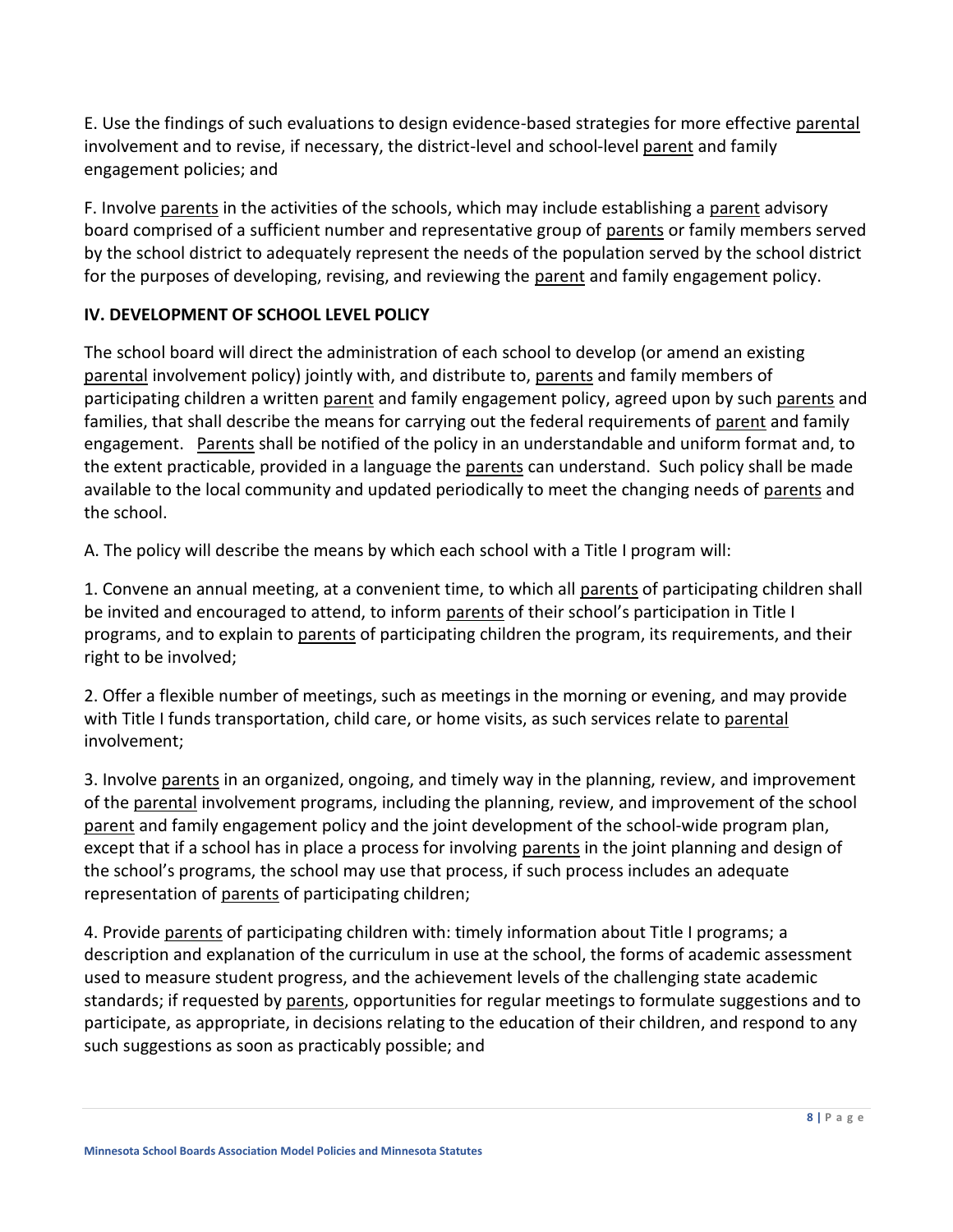E. Use the findings of such evaluations to design evidence-based strategies for more effective parental involvement and to revise, if necessary, the district-level and school-level parent and family engagement policies; and

F. Involve parents in the activities of the schools, which may include establishing a parent advisory board comprised of a sufficient number and representative group of parents or family members served by the school district to adequately represent the needs of the population served by the school district for the purposes of developing, revising, and reviewing the parent and family engagement policy.

**IV. DEVELOPMENT OF SCHOOL LEVEL POLICY**

The school board will direct the administration of each school to develop (or amend an existing parental involvement policy) jointly with, and distribute to, parents and family members of participating children a written parent and family engagement policy, agreed upon by such parents and families, that shall describe the means for carrying out the federal requirements of parent and family engagement. Parents shall be notified of the policy in an understandable and uniform format and, to the extent practicable, provided in a language the parents can understand. Such policy shall be made available to the local community and updated periodically to meet the changing needs of parents and the school.

A. The policy will describe the means by which each school with a Title I program will:

1. Convene an annual meeting, at a convenient time, to which all parents of participating children shall be invited and encouraged to attend, to inform parents of their school's participation in Title I programs, and to explain to parents of participating children the program, its requirements, and their right to be involved;

2. Offer a flexible number of meetings, such as meetings in the morning or evening, and may provide with Title I funds transportation, child care, or home visits, as such services relate to parental involvement;

3. Involve parents in an organized, ongoing, and timely way in the planning, review, and improvement of the parental involvement programs, including the planning, review, and improvement of the school parent and family engagement policy and the joint development of the school-wide program plan, except that if a school has in place a process for involving parents in the joint planning and design of the school's programs, the school may use that process, if such process includes an adequate representation of parents of participating children;

4. Provide parents of participating children with: timely information about Title I programs; a description and explanation of the curriculum in use at the school, the forms of academic assessment used to measure student progress, and the achievement levels of the challenging state academic standards; if requested by parents, opportunities for regular meetings to formulate suggestions and to participate, as appropriate, in decisions relating to the education of their children, and respond to any such suggestions as soon as practicably possible; and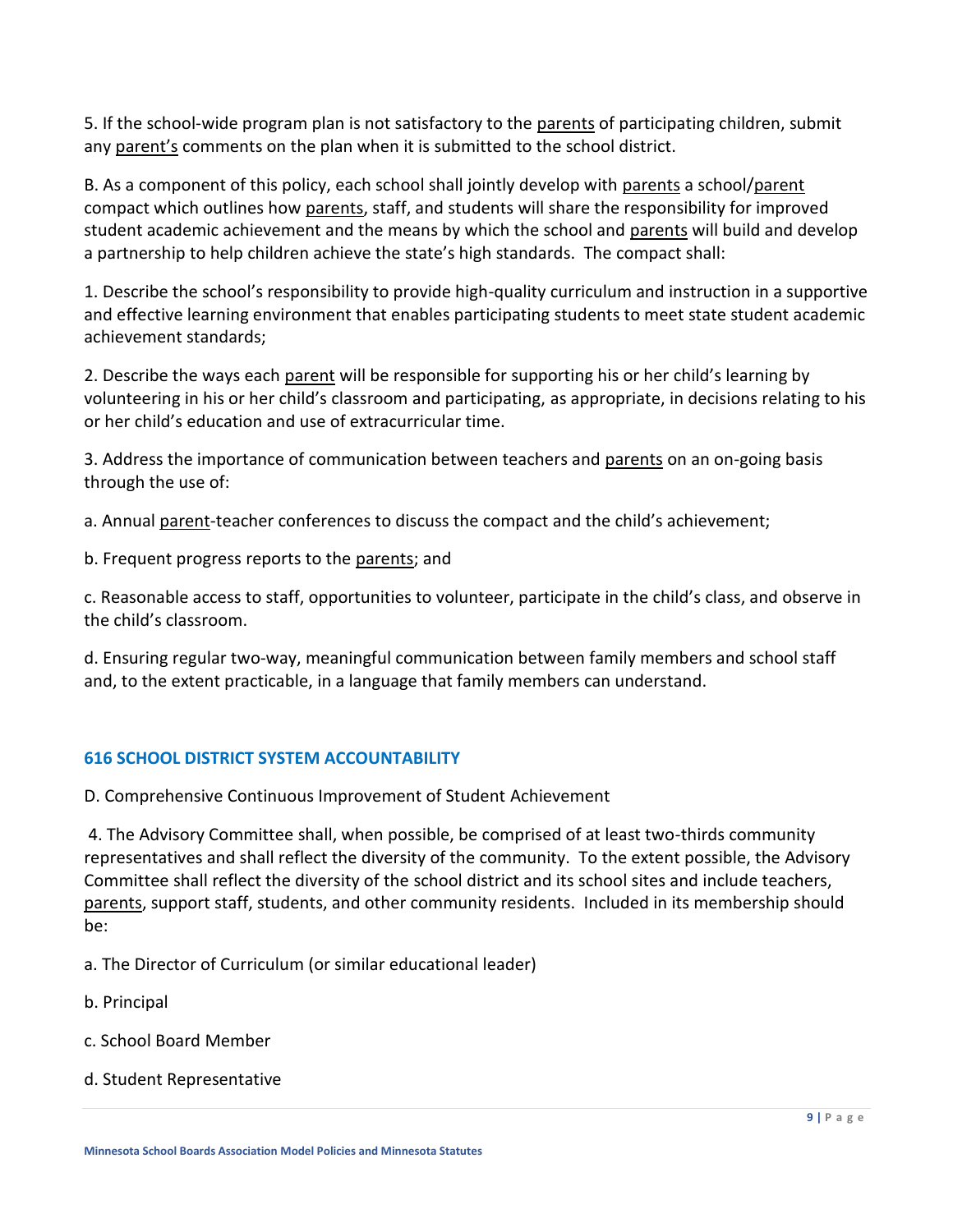5. If the school-wide program plan is not satisfactory to the parents of participating children, submit any parent's comments on the plan when it is submitted to the school district.

B. As a component of this policy, each school shall jointly develop with parents a school/parent compact which outlines how parents, staff, and students will share the responsibility for improved student academic achievement and the means by which the school and parents will build and develop a partnership to help children achieve the state's high standards. The compact shall:

1. Describe the school's responsibility to provide high-quality curriculum and instruction in a supportive and effective learning environment that enables participating students to meet state student academic achievement standards;

2. Describe the ways each parent will be responsible for supporting his or her child's learning by volunteering in his or her child's classroom and participating, as appropriate, in decisions relating to his or her child's education and use of extracurricular time.

3. Address the importance of communication between teachers and parents on an on-going basis through the use of:

a. Annual parent-teacher conferences to discuss the compact and the child's achievement;

b. Frequent progress reports to the parents; and

c. Reasonable access to staff, opportunities to volunteer, participate in the child's class, and observe in the child's classroom.

d. Ensuring regular two-way, meaningful communication between family members and school staff and, to the extent practicable, in a language that family members can understand.

### 616 SCHOOL DISTRICT SYSTEM ACCOUNTABILITY

D. Comprehensive Continuous Improvement of Student Achievement

4. The Advisory Committee shall, when possible, be comprised of at least two-thirds community representatives and shall reflect the diversity of the community. To the extent possible, the Advisory Committee shall reflect the diversity of the school district and its school sites and include teachers, parents, support staff, students, and other community residents. Included in its membership should be:

a. The Director of Curriculum (or similar educational leader)

b. Principal

c. School Board Member

d. Student Representative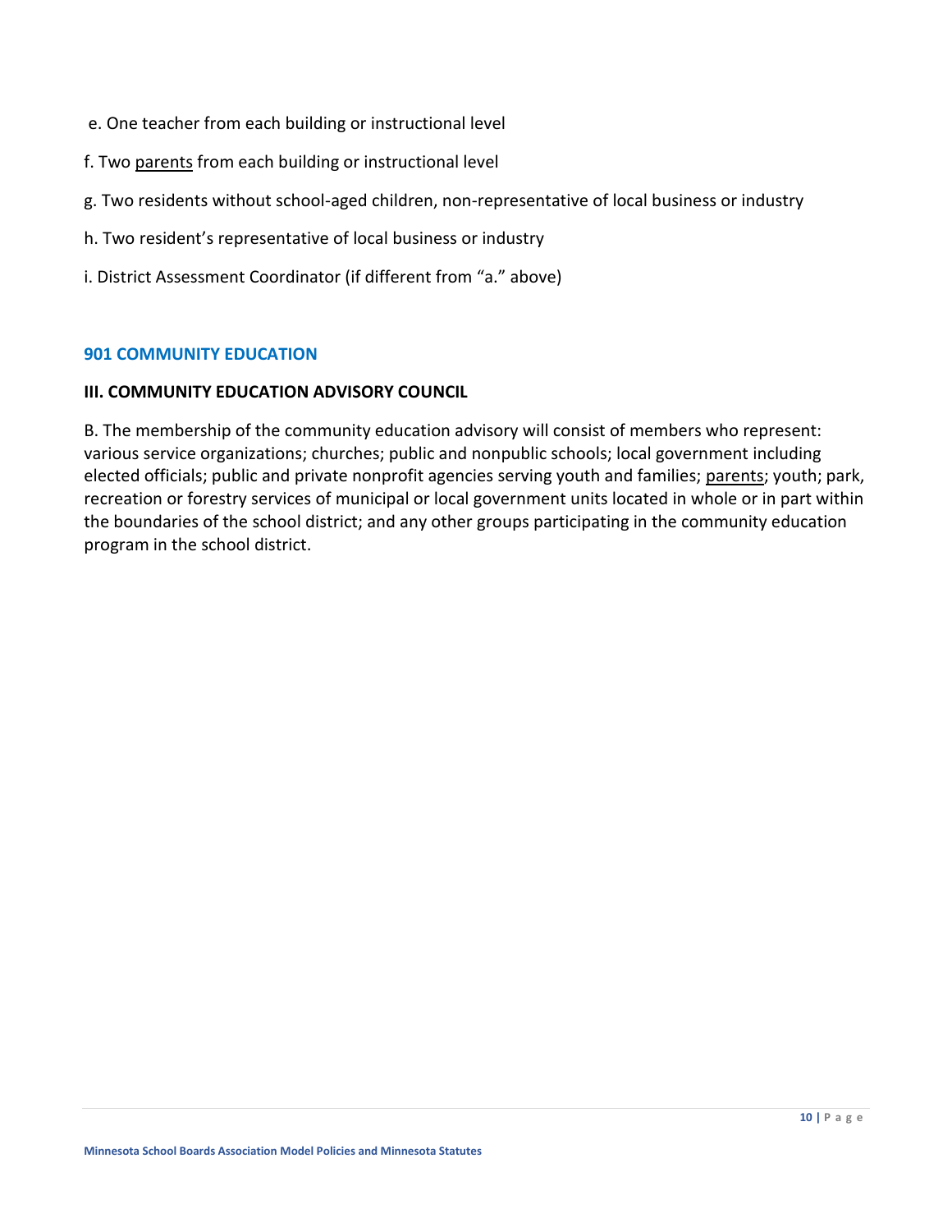e. One teacher from each building or instructional level

f. Two <u>parents</u> from each building or instructional level

g. Two residents without school-aged children, non-representative of local business or industry

h. Two resident's representative of local business or industry

i. District Assessment Coordinator (if different from "a." above)

### 901 COMMUNITY EDUCATION

**III. COMMUNITY EDUCATION ADVISORY COUNCIL**

B. The membership of the community education advisory will consist of members who represent: various service organizations; churches; public and nonpublic schools; local government including elected officials; public and private nonprofit agencies serving youth and families; <u>parents</u>; youth; park, recreation or forestry services of municipal or local government units located in whole or in part within the boundaries of the school district; and any other groups participating in the community education program in the school district.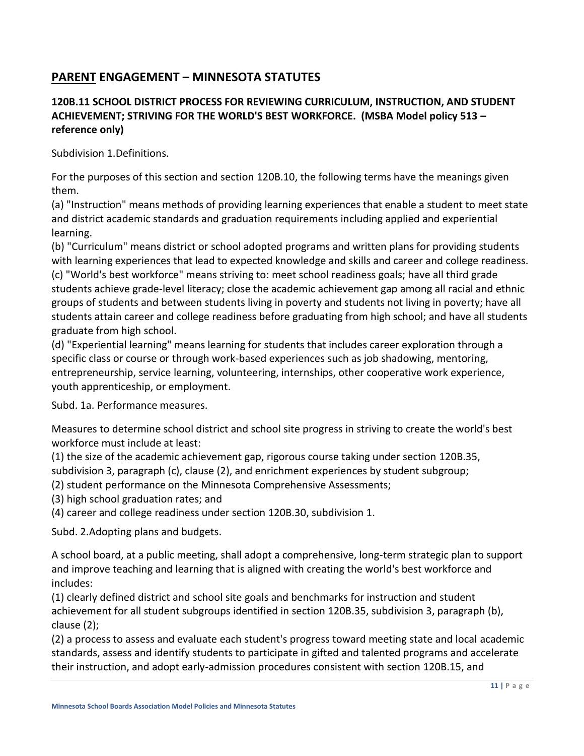## PARENT ENGAGEMENT – MINNESOTA STATUTES

### 120B.11 SCHOOL DISTRICT PROCESS FOR REVIEWING CURRICULUM, INSTRUCTION, AND STUDENT ACHIEVEMENT; STRIVING FOR THE WORLD'S BEST WORKFORCE. (MSBA Model policy 513 – reference only)

Subdivision 1.Definitions.

For the purposes of this section and section 120B.10, the following terms have the meanings given them.

(a) "Instruction" means methods of providing learning experiences that enable a student to meet state and district academic standards and graduation requirements including applied and experiential learning.

(b) "Curriculum" means district or school adopted programs and written plans for providing students with learning experiences that lead to expected knowledge and skills and career and college readiness.

(c) "World's best workforce" means striving to: meet school readiness goals; have all third grade students achieve grade-level literacy; close the academic achievement gap among all racial and ethnic groups of students and between students living in poverty and students not living in poverty; have all students attain career and college readiness before graduating from high school; and have all students graduate from high school.

(d) "Experiential learning" means learning for students that includes career exploration through a specific class or course or through work-based experiences such as job shadowing, mentoring, entrepreneurship, service learning, volunteering, internships, other cooperative work experience, youth apprenticeship, or employment.

Subd. 1a. Performance measures.

Measures to determine school district and school site progress in striving to create the world's best workforce must include at least:

(1) the size of the academic achievement gap, rigorous course taking under section 120B.35, subdivision 3, paragraph (c), clause (2), and enrichment experiences by student subgroup;

(2) student performance on the Minnesota Comprehensive Assessments;

(3) high school graduation rates; and

(4) career and college readiness under section 120B.30, subdivision 1.

Subd. 2.Adopting plans and budgets.

A school board, at a public meeting, shall adopt a comprehensive, long-term strategic plan to support and improve teaching and learning that is aligned with creating the world's best workforce and includes:

(1) clearly defined district and school site goals and benchmarks for instruction and student achievement for all student subgroups identified in section 120B.35, subdivision 3, paragraph (b), clause (2);

(2) a process to assess and evaluate each student's progress toward meeting state and local academic standards, assess and identify students to participate in gifted and talented programs and accelerate their instruction, and adopt early-admission procedures consistent with section 120B.15, and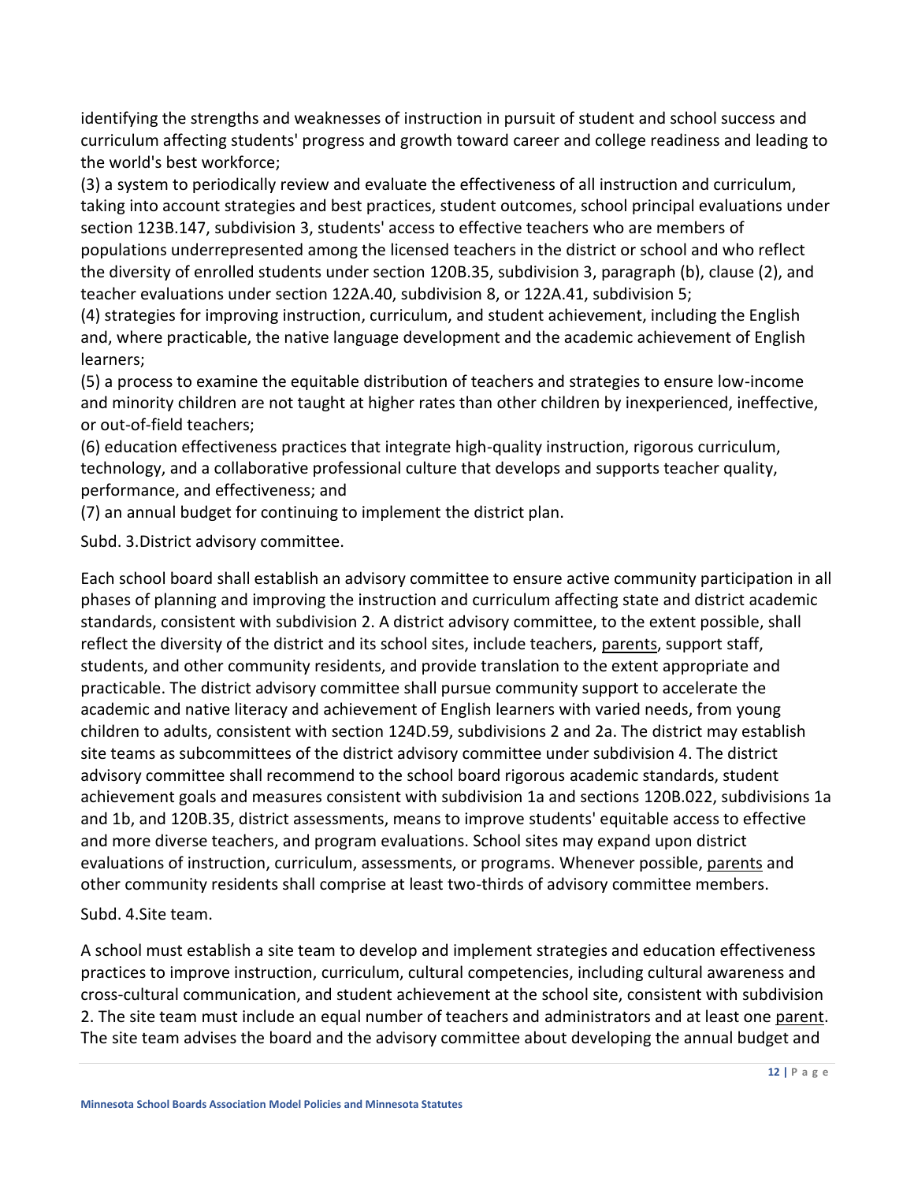identifying the strengths and weaknesses of instruction in pursuit of student and school success and curriculum affecting students' progress and growth toward career and college readiness and leading to the world's best workforce;

(3) a system to periodically review and evaluate the effectiveness of all instruction and curriculum, taking into account strategies and best practices, student outcomes, school principal evaluations under section 123B.147, subdivision 3, students' access to effective teachers who are members of populations underrepresented among the licensed teachers in the district or school and who reflect the diversity of enrolled students under section 120B.35, subdivision 3, paragraph (b), clause (2), and teacher evaluations under section 122A.40, subdivision 8, or 122A.41, subdivision 5;

(4) strategies for improving instruction, curriculum, and student achievement, including the English and, where practicable, the native language development and the academic achievement of English learners;

(5) a process to examine the equitable distribution of teachers and strategies to ensure low-income and minority children are not taught at higher rates than other children by inexperienced, ineffective, or out-of-field teachers;

(6) education effectiveness practices that integrate high-quality instruction, rigorous curriculum, technology, and a collaborative professional culture that develops and supports teacher quality, performance, and effectiveness; and

(7) an annual budget for continuing to implement the district plan.

Subd. 3.District advisory committee.

Each school board shall establish an advisory committee to ensure active community participation in all phases of planning and improving the instruction and curriculum affecting state and district academic standards, consistent with subdivision 2. A district advisory committee, to the extent possible, shall reflect the diversity of the district and its school sites, include teachers, parents, support staff, students, and other community residents, and provide translation to the extent appropriate and practicable. The district advisory committee shall pursue community support to accelerate the academic and native literacy and achievement of English learners with varied needs, from young children to adults, consistent with section 124D.59, subdivisions 2 and 2a. The district may establish site teams as subcommittees of the district advisory committee under subdivision 4. The district advisory committee shall recommend to the school board rigorous academic standards, student achievement goals and measures consistent with subdivision 1a and sections 120B.022, subdivisions 1a and 1b, and 120B.35, district assessments, means to improve students' equitable access to effective and more diverse teachers, and program evaluations. School sites may expand upon district evaluations of instruction, curriculum, assessments, or programs. Whenever possible, parents and other community residents shall comprise at least two-thirds of advisory committee members.

Subd. 4.Site team.

A school must establish a site team to develop and implement strategies and education effectiveness practices to improve instruction, curriculum, cultural competencies, including cultural awareness and cross-cultural communication, and student achievement at the school site, consistent with subdivision 2. The site team must include an equal number of teachers and administrators and at least one parent. The site team advises the board and the advisory committee about developing the annual budget and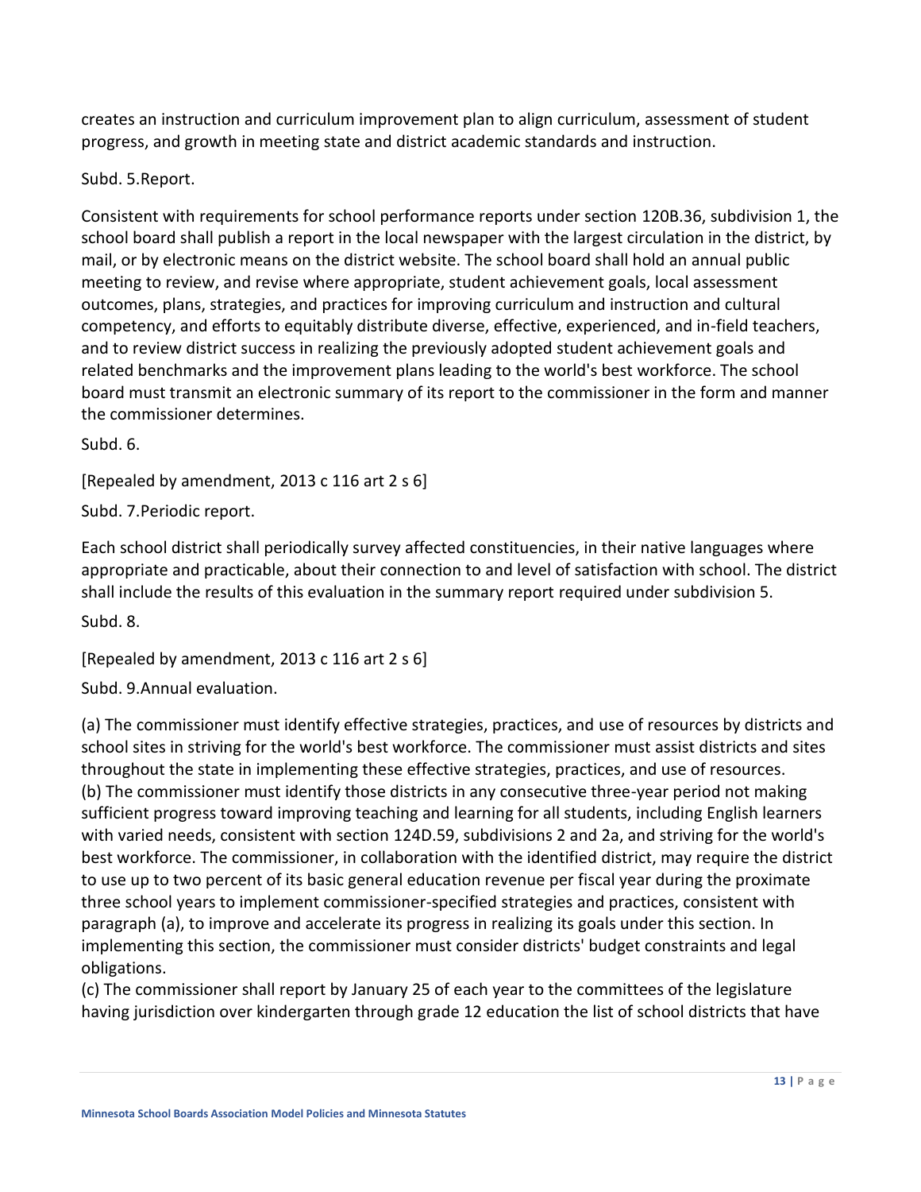creates an instruction and curriculum improvement plan to align curriculum, assessment of student progress, and growth in meeting state and district academic standards and instruction.

Subd. 5.Report.

Consistent with requirements for school performance reports under section 120B.36, subdivision 1, the school board shall publish a report in the local newspaper with the largest circulation in the district, by mail, or by electronic means on the district website. The school board shall hold an annual public meeting to review, and revise where appropriate, student achievement goals, local assessment outcomes, plans, strategies, and practices for improving curriculum and instruction and cultural competency, and efforts to equitably distribute diverse, effective, experienced, and in-field teachers, and to review district success in realizing the previously adopted student achievement goals and related benchmarks and the improvement plans leading to the world's best workforce. The school board must transmit an electronic summary of its report to the commissioner in the form and manner the commissioner determines.

Subd. 6.

[Repealed by amendment, 2013 c 116 art 2 s 6]

Subd. 7.Periodic report.

Each school district shall periodically survey affected constituencies, in their native languages where appropriate and practicable, about their connection to and level of satisfaction with school. The district shall include the results of this evaluation in the summary report required under subdivision 5.

Subd. 8.

[Repealed by amendment, 2013 c 116 art 2 s 6]

Subd. 9.Annual evaluation.

(a) The commissioner must identify effective strategies, practices, and use of resources by districts and school sites in striving for the world's best workforce. The commissioner must assist districts and sites throughout the state in implementing these effective strategies, practices, and use of resources.
(b) The commissioner must identify those districts in any consecutive three-year period not making sufficient progress toward improving teaching and learning for all students, including English learners with varied needs, consistent with section 124D.59, subdivisions 2 and 2a, and striving for the world's best workforce. The commissioner, in collaboration with the identified district, may require the district to use up to two percent of its basic general education revenue per fiscal year during the proximate three school years to implement commissioner-specified strategies and practices, consistent with paragraph (a), to improve and accelerate its progress in realizing its goals under this section. In implementing this section, the commissioner must consider districts' budget constraints and legal obligations.
(c) The commissioner shall report by January 25 of each year to the committees of the legislature having jurisdiction over kindergarten through grade 12 education the list of school districts that have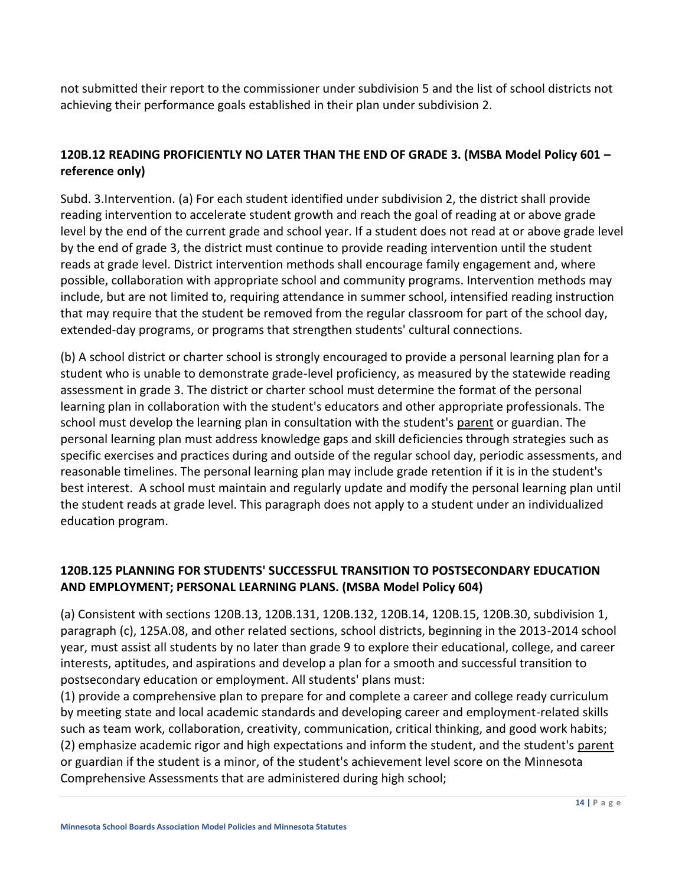not submitted their report to the commissioner under subdivision 5 and the list of school districts not achieving their performance goals established in their plan under subdivision 2.

### 120B.12 READING PROFICIENTLY NO LATER THAN THE END OF GRADE 3. (MSBA Model Policy 601 – reference only)

Subd. 3.Intervention. (a) For each student identified under subdivision 2, the district shall provide reading intervention to accelerate student growth and reach the goal of reading at or above grade level by the end of the current grade and school year. If a student does not read at or above grade level by the end of grade 3, the district must continue to provide reading intervention until the student reads at grade level. District intervention methods shall encourage family engagement and, where possible, collaboration with appropriate school and community programs. Intervention methods may include, but are not limited to, requiring attendance in summer school, intensified reading instruction that may require that the student be removed from the regular classroom for part of the school day, extended-day programs, or programs that strengthen students' cultural connections.

(b) A school district or charter school is strongly encouraged to provide a personal learning plan for a student who is unable to demonstrate grade-level proficiency, as measured by the statewide reading assessment in grade 3. The district or charter school must determine the format of the personal learning plan in collaboration with the student's educators and other appropriate professionals. The school must develop the learning plan in consultation with the student's parent or guardian. The personal learning plan must address knowledge gaps and skill deficiencies through strategies such as specific exercises and practices during and outside of the regular school day, periodic assessments, and reasonable timelines. The personal learning plan may include grade retention if it is in the student's best interest. A school must maintain and regularly update and modify the personal learning plan until the student reads at grade level. This paragraph does not apply to a student under an individualized education program.

### 120B.125 PLANNING FOR STUDENTS' SUCCESSFUL TRANSITION TO POSTSECONDARY EDUCATION AND EMPLOYMENT; PERSONAL LEARNING PLANS. (MSBA Model Policy 604)

(a) Consistent with sections 120B.13, 120B.131, 120B.132, 120B.14, 120B.15, 120B.30, subdivision 1, paragraph (c), 125A.08, and other related sections, school districts, beginning in the 2013-2014 school year, must assist all students by no later than grade 9 to explore their educational, college, and career interests, aptitudes, and aspirations and develop a plan for a smooth and successful transition to postsecondary education or employment. All students' plans must:
(1) provide a comprehensive plan to prepare for and complete a career and college ready curriculum by meeting state and local academic standards and developing career and employment-related skills such as team work, collaboration, creativity, communication, critical thinking, and good work habits;
(2) emphasize academic rigor and high expectations and inform the student, and the student's parent or guardian if the student is a minor, of the student's achievement level score on the Minnesota Comprehensive Assessments that are administered during high school;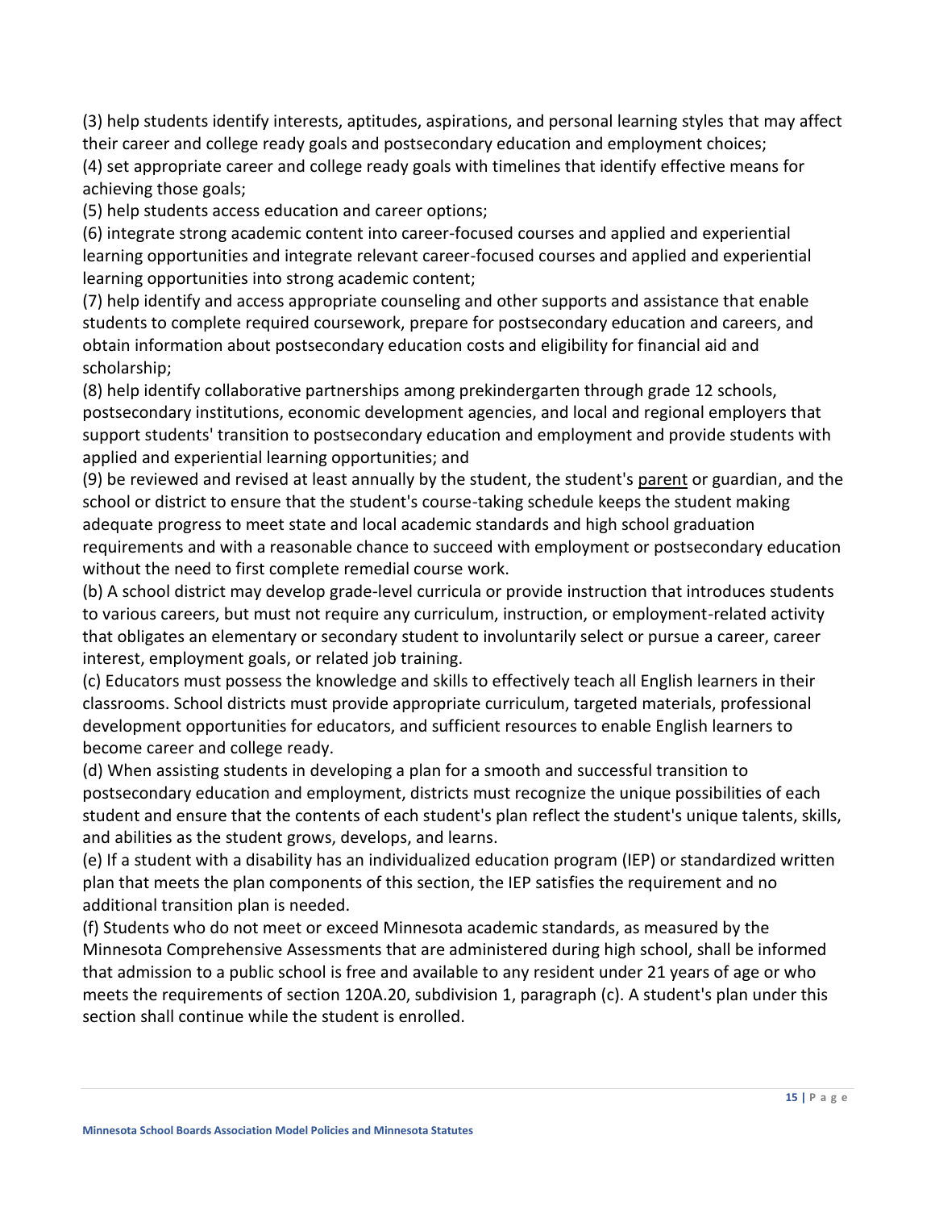(3) help students identify interests, aptitudes, aspirations, and personal learning styles that may affect their career and college ready goals and postsecondary education and employment choices;

(4) set appropriate career and college ready goals with timelines that identify effective means for achieving those goals;

(5) help students access education and career options;

(6) integrate strong academic content into career-focused courses and applied and experiential learning opportunities and integrate relevant career-focused courses and applied and experiential learning opportunities into strong academic content;

(7) help identify and access appropriate counseling and other supports and assistance that enable students to complete required coursework, prepare for postsecondary education and careers, and obtain information about postsecondary education costs and eligibility for financial aid and scholarship;

(8) help identify collaborative partnerships among prekindergarten through grade 12 schools, postsecondary institutions, economic development agencies, and local and regional employers that support students' transition to postsecondary education and employment and provide students with applied and experiential learning opportunities; and

(9) be reviewed and revised at least annually by the student, the student's parent or guardian, and the school or district to ensure that the student's course-taking schedule keeps the student making adequate progress to meet state and local academic standards and high school graduation requirements and with a reasonable chance to succeed with employment or postsecondary education without the need to first complete remedial course work.

(b) A school district may develop grade-level curricula or provide instruction that introduces students to various careers, but must not require any curriculum, instruction, or employment-related activity that obligates an elementary or secondary student to involuntarily select or pursue a career, career interest, employment goals, or related job training.

(c) Educators must possess the knowledge and skills to effectively teach all English learners in their classrooms. School districts must provide appropriate curriculum, targeted materials, professional development opportunities for educators, and sufficient resources to enable English learners to become career and college ready.

(d) When assisting students in developing a plan for a smooth and successful transition to postsecondary education and employment, districts must recognize the unique possibilities of each student and ensure that the contents of each student's plan reflect the student's unique talents, skills, and abilities as the student grows, develops, and learns.

(e) If a student with a disability has an individualized education program (IEP) or standardized written plan that meets the plan components of this section, the IEP satisfies the requirement and no additional transition plan is needed.

(f) Students who do not meet or exceed Minnesota academic standards, as measured by the Minnesota Comprehensive Assessments that are administered during high school, shall be informed that admission to a public school is free and available to any resident under 21 years of age or who meets the requirements of section 120A.20, subdivision 1, paragraph (c). A student's plan under this section shall continue while the student is enrolled.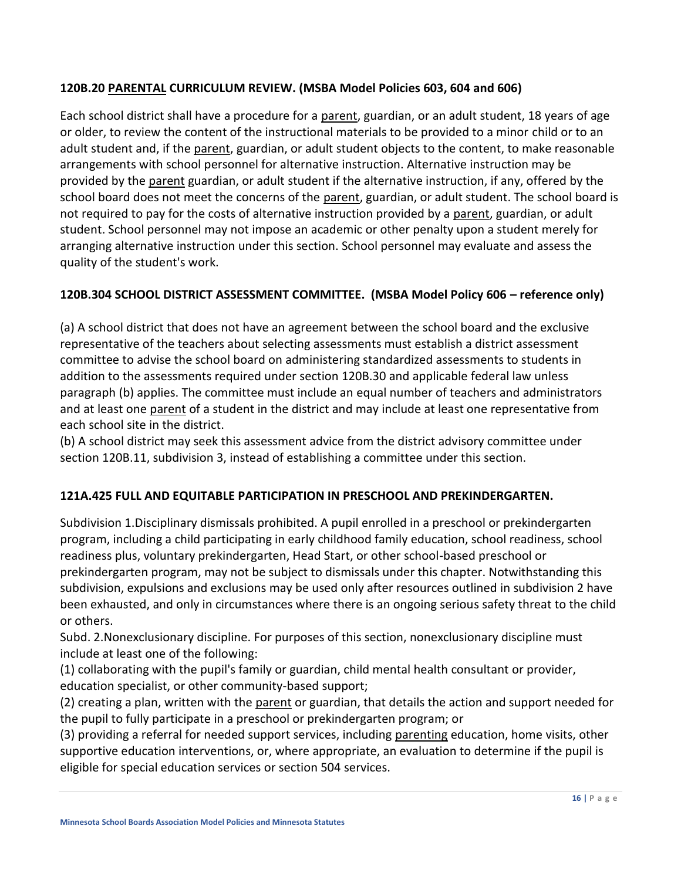### 120B.20 PARENTAL CURRICULUM REVIEW. (MSBA Model Policies 603, 604 and 606)

Each school district shall have a procedure for a parent, guardian, or an adult student, 18 years of age or older, to review the content of the instructional materials to be provided to a minor child or to an adult student and, if the parent, guardian, or adult student objects to the content, to make reasonable arrangements with school personnel for alternative instruction. Alternative instruction may be provided by the parent guardian, or adult student if the alternative instruction, if any, offered by the school board does not meet the concerns of the parent, guardian, or adult student. The school board is not required to pay for the costs of alternative instruction provided by a parent, guardian, or adult student. School personnel may not impose an academic or other penalty upon a student merely for arranging alternative instruction under this section. School personnel may evaluate and assess the quality of the student's work.

### 120B.304 SCHOOL DISTRICT ASSESSMENT COMMITTEE. (MSBA Model Policy 606 – reference only)

(a) A school district that does not have an agreement between the school board and the exclusive representative of the teachers about selecting assessments must establish a district assessment committee to advise the school board on administering standardized assessments to students in addition to the assessments required under section 120B.30 and applicable federal law unless paragraph (b) applies. The committee must include an equal number of teachers and administrators and at least one parent of a student in the district and may include at least one representative from each school site in the district.

(b) A school district may seek this assessment advice from the district advisory committee under section 120B.11, subdivision 3, instead of establishing a committee under this section.

### 121A.425 FULL AND EQUITABLE PARTICIPATION IN PRESCHOOL AND PREKINDERGARTEN.

Subdivision 1.Disciplinary dismissals prohibited. A pupil enrolled in a preschool or prekindergarten program, including a child participating in early childhood family education, school readiness, school readiness plus, voluntary prekindergarten, Head Start, or other school-based preschool or prekindergarten program, may not be subject to dismissals under this chapter. Notwithstanding this subdivision, expulsions and exclusions may be used only after resources outlined in subdivision 2 have been exhausted, and only in circumstances where there is an ongoing serious safety threat to the child or others.

Subd. 2.Nonexclusionary discipline. For purposes of this section, nonexclusionary discipline must include at least one of the following:

(1) collaborating with the pupil's family or guardian, child mental health consultant or provider, education specialist, or other community-based support;

(2) creating a plan, written with the parent or guardian, that details the action and support needed for the pupil to fully participate in a preschool or prekindergarten program; or

(3) providing a referral for needed support services, including parenting education, home visits, other supportive education interventions, or, where appropriate, an evaluation to determine if the pupil is eligible for special education services or section 504 services.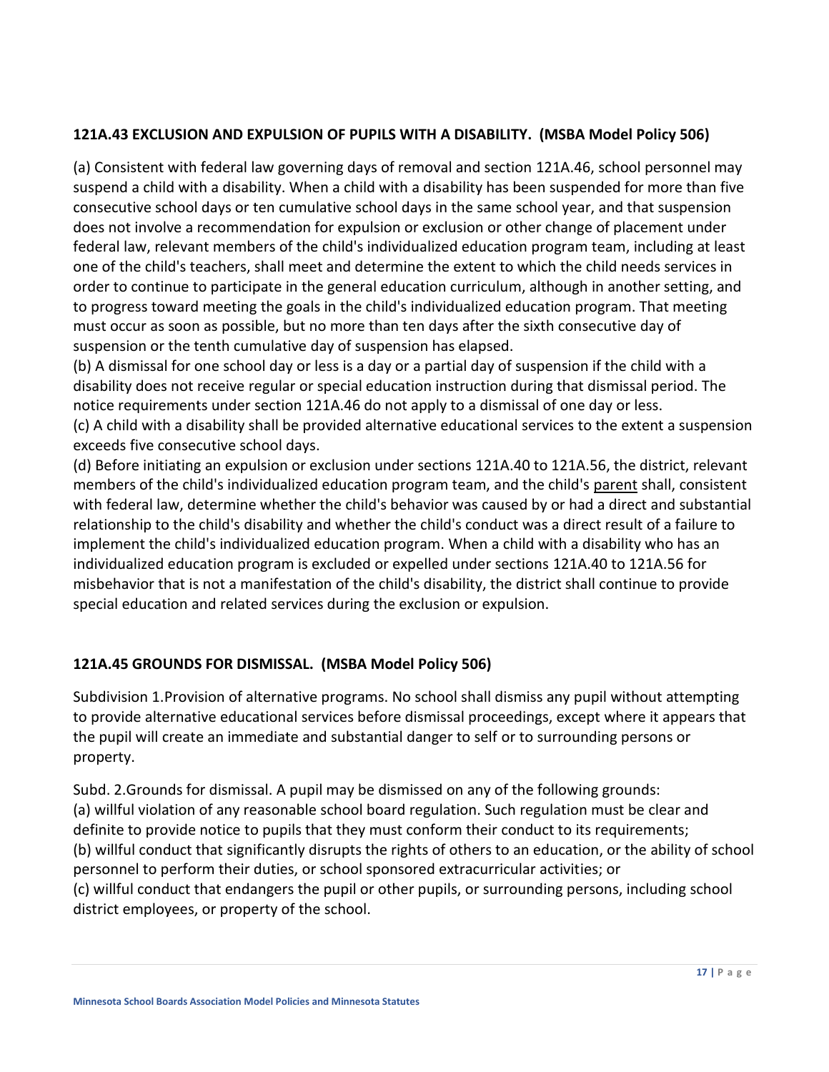### **121A.43 EXCLUSION AND EXPULSION OF PUPILS WITH A DISABILITY. (MSBA Model Policy 506)**

(a) Consistent with federal law governing days of removal and section 121A.46, school personnel may suspend a child with a disability. When a child with a disability has been suspended for more than five consecutive school days or ten cumulative school days in the same school year, and that suspension does not involve a recommendation for expulsion or exclusion or other change of placement under federal law, relevant members of the child's individualized education program team, including at least one of the child's teachers, shall meet and determine the extent to which the child needs services in order to continue to participate in the general education curriculum, although in another setting, and to progress toward meeting the goals in the child's individualized education program. That meeting must occur as soon as possible, but no more than ten days after the sixth consecutive day of suspension or the tenth cumulative day of suspension has elapsed.

(b) A dismissal for one school day or less is a day or a partial day of suspension if the child with a disability does not receive regular or special education instruction during that dismissal period. The notice requirements under section 121A.46 do not apply to a dismissal of one day or less.

(c) A child with a disability shall be provided alternative educational services to the extent a suspension exceeds five consecutive school days.

(d) Before initiating an expulsion or exclusion under sections 121A.40 to 121A.56, the district, relevant members of the child's individualized education program team, and the child's parent shall, consistent with federal law, determine whether the child's behavior was caused by or had a direct and substantial relationship to the child's disability and whether the child's conduct was a direct result of a failure to implement the child's individualized education program. When a child with a disability who has an individualized education program is excluded or expelled under sections 121A.40 to 121A.56 for misbehavior that is not a manifestation of the child's disability, the district shall continue to provide special education and related services during the exclusion or expulsion.

### **121A.45 GROUNDS FOR DISMISSAL. (MSBA Model Policy 506)**

Subdivision 1.Provision of alternative programs. No school shall dismiss any pupil without attempting to provide alternative educational services before dismissal proceedings, except where it appears that the pupil will create an immediate and substantial danger to self or to surrounding persons or property.

Subd. 2.Grounds for dismissal. A pupil may be dismissed on any of the following grounds:

(a) willful violation of any reasonable school board regulation. Such regulation must be clear and definite to provide notice to pupils that they must conform their conduct to its requirements;

(b) willful conduct that significantly disrupts the rights of others to an education, or the ability of school personnel to perform their duties, or school sponsored extracurricular activities; or

(c) willful conduct that endangers the pupil or other pupils, or surrounding persons, including school district employees, or property of the school.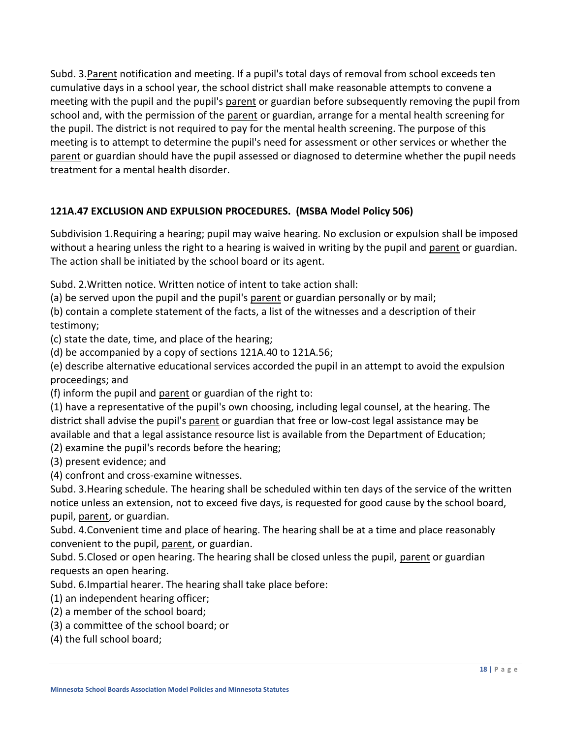Subd. 3.Parent notification and meeting. If a pupil's total days of removal from school exceeds ten cumulative days in a school year, the school district shall make reasonable attempts to convene a meeting with the pupil and the pupil's parent or guardian before subsequently removing the pupil from school and, with the permission of the parent or guardian, arrange for a mental health screening for the pupil. The district is not required to pay for the mental health screening. The purpose of this meeting is to attempt to determine the pupil's need for assessment or other services or whether the parent or guardian should have the pupil assessed or diagnosed to determine whether the pupil needs treatment for a mental health disorder.

**121A.47 EXCLUSION AND EXPULSION PROCEDURES. (MSBA Model Policy 506)**

Subdivision 1.Requiring a hearing; pupil may waive hearing. No exclusion or expulsion shall be imposed without a hearing unless the right to a hearing is waived in writing by the pupil and parent or guardian. The action shall be initiated by the school board or its agent.

Subd. 2.Written notice. Written notice of intent to take action shall:

(a) be served upon the pupil and the pupil's parent or guardian personally or by mail;

(b) contain a complete statement of the facts, a list of the witnesses and a description of their testimony;

(c) state the date, time, and place of the hearing;

(d) be accompanied by a copy of sections 121A.40 to 121A.56;

(e) describe alternative educational services accorded the pupil in an attempt to avoid the expulsion proceedings; and

(f) inform the pupil and parent or guardian of the right to:

(1) have a representative of the pupil's own choosing, including legal counsel, at the hearing. The district shall advise the pupil's parent or guardian that free or low-cost legal assistance may be available and that a legal assistance resource list is available from the Department of Education;

(2) examine the pupil's records before the hearing;

(3) present evidence; and

(4) confront and cross-examine witnesses.

Subd. 3.Hearing schedule. The hearing shall be scheduled within ten days of the service of the written notice unless an extension, not to exceed five days, is requested for good cause by the school board, pupil, parent, or guardian.

Subd. 4.Convenient time and place of hearing. The hearing shall be at a time and place reasonably convenient to the pupil, parent, or guardian.

Subd. 5.Closed or open hearing. The hearing shall be closed unless the pupil, parent or guardian requests an open hearing.

Subd. 6.Impartial hearer. The hearing shall take place before:

(1) an independent hearing officer;

(2) a member of the school board;

(3) a committee of the school board; or

(4) the full school board;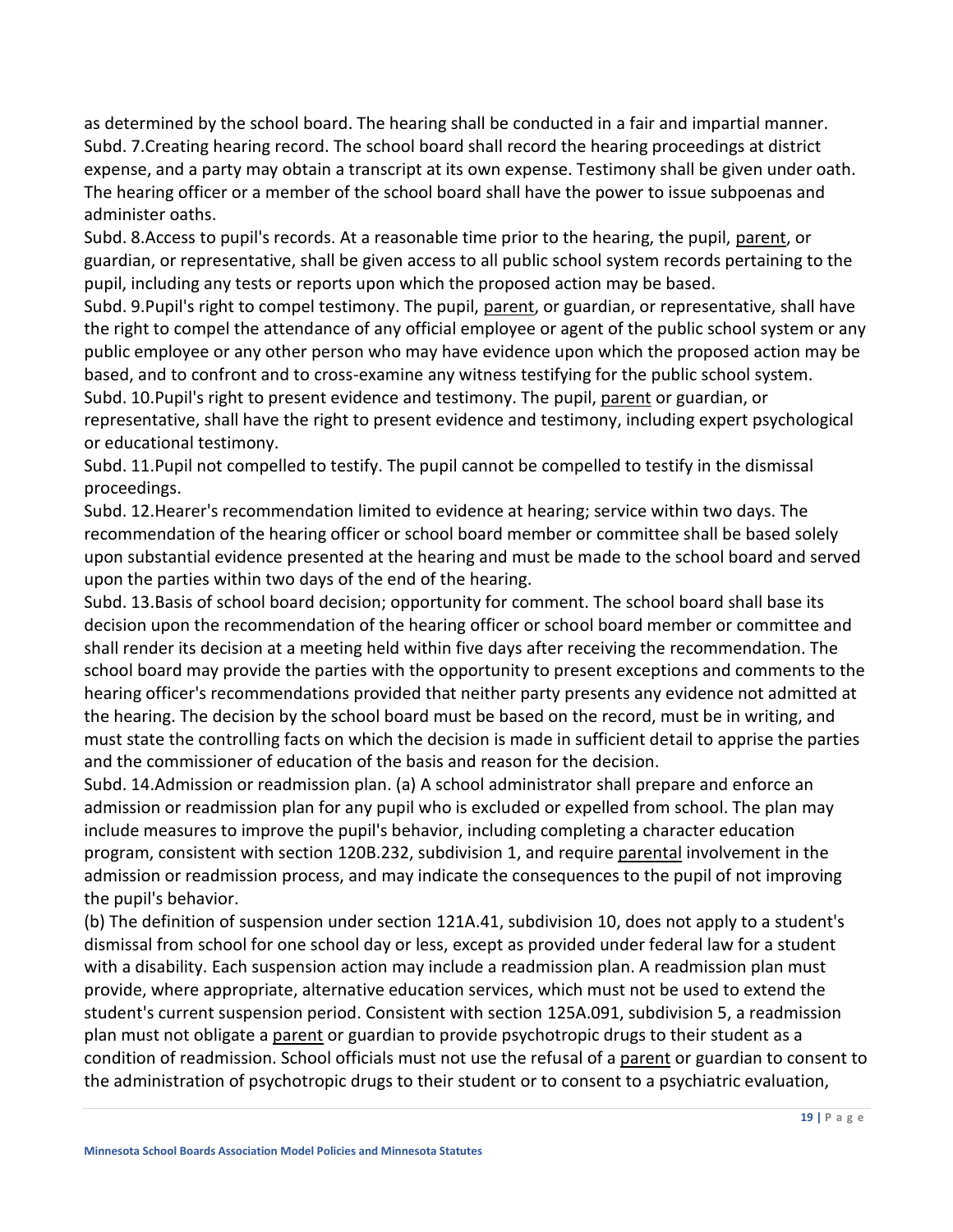as determined by the school board. The hearing shall be conducted in a fair and impartial manner.

Subd. 7.Creating hearing record. The school board shall record the hearing proceedings at district expense, and a party may obtain a transcript at its own expense. Testimony shall be given under oath. The hearing officer or a member of the school board shall have the power to issue subpoenas and administer oaths.

Subd. 8.Access to pupil's records. At a reasonable time prior to the hearing, the pupil, parent, or guardian, or representative, shall be given access to all public school system records pertaining to the pupil, including any tests or reports upon which the proposed action may be based.

Subd. 9.Pupil's right to compel testimony. The pupil, parent, or guardian, or representative, shall have the right to compel the attendance of any official employee or agent of the public school system or any public employee or any other person who may have evidence upon which the proposed action may be based, and to confront and to cross-examine any witness testifying for the public school system.

Subd. 10.Pupil's right to present evidence and testimony. The pupil, parent or guardian, or representative, shall have the right to present evidence and testimony, including expert psychological or educational testimony.

Subd. 11.Pupil not compelled to testify. The pupil cannot be compelled to testify in the dismissal proceedings.

Subd. 12.Hearer's recommendation limited to evidence at hearing; service within two days. The recommendation of the hearing officer or school board member or committee shall be based solely upon substantial evidence presented at the hearing and must be made to the school board and served upon the parties within two days of the end of the hearing.

Subd. 13.Basis of school board decision; opportunity for comment. The school board shall base its decision upon the recommendation of the hearing officer or school board member or committee and shall render its decision at a meeting held within five days after receiving the recommendation. The school board may provide the parties with the opportunity to present exceptions and comments to the hearing officer's recommendations provided that neither party presents any evidence not admitted at the hearing. The decision by the school board must be based on the record, must be in writing, and must state the controlling facts on which the decision is made in sufficient detail to apprise the parties and the commissioner of education of the basis and reason for the decision.

Subd. 14.Admission or readmission plan. (a) A school administrator shall prepare and enforce an admission or readmission plan for any pupil who is excluded or expelled from school. The plan may include measures to improve the pupil's behavior, including completing a character education program, consistent with section 120B.232, subdivision 1, and require parental involvement in the admission or readmission process, and may indicate the consequences to the pupil of not improving the pupil's behavior.

(b) The definition of suspension under section 121A.41, subdivision 10, does not apply to a student's dismissal from school for one school day or less, except as provided under federal law for a student with a disability. Each suspension action may include a readmission plan. A readmission plan must provide, where appropriate, alternative education services, which must not be used to extend the student's current suspension period. Consistent with section 125A.091, subdivision 5, a readmission plan must not obligate a parent or guardian to provide psychotropic drugs to their student as a condition of readmission. School officials must not use the refusal of a parent or guardian to consent to the administration of psychotropic drugs to their student or to consent to a psychiatric evaluation,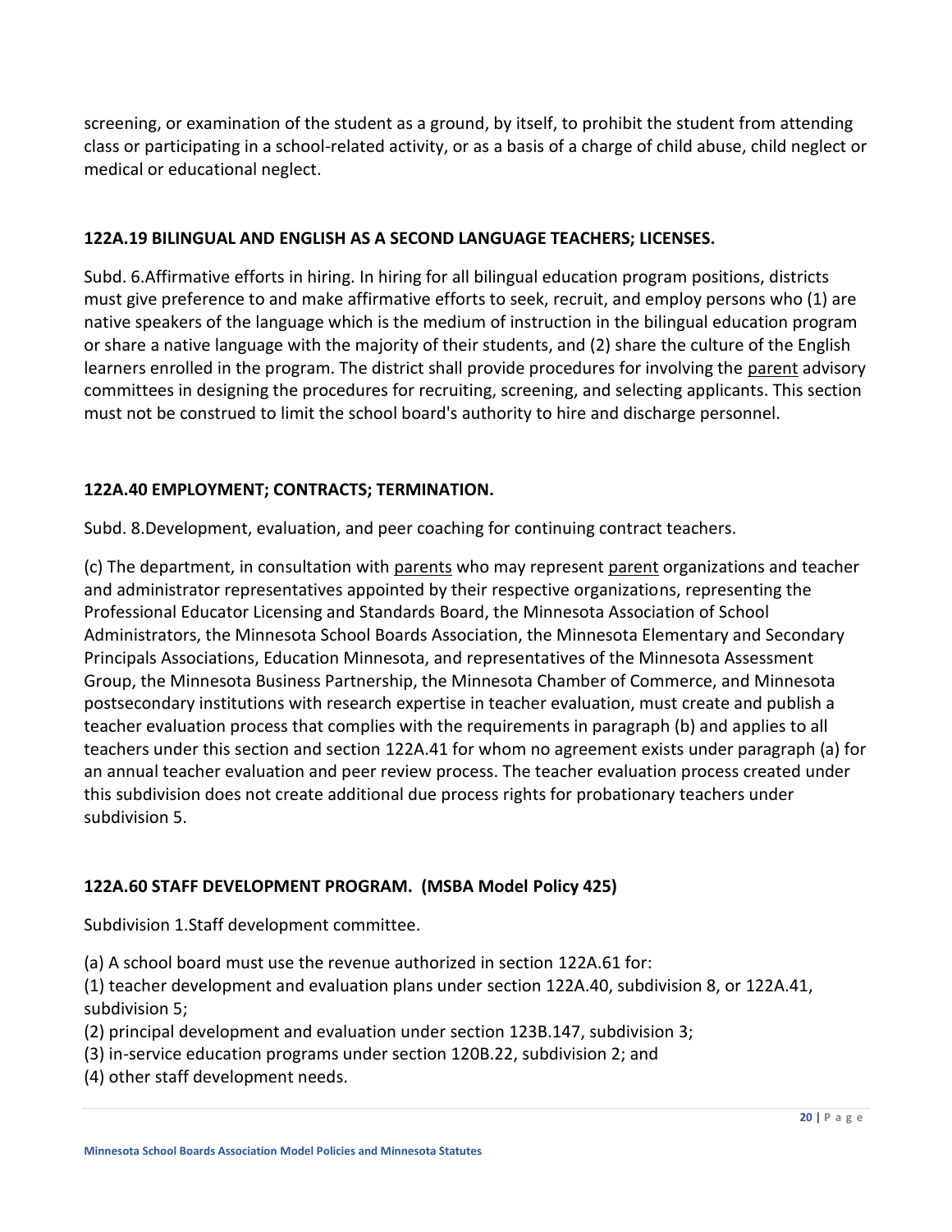screening, or examination of the student as a ground, by itself, to prohibit the student from attending class or participating in a school-related activity, or as a basis of a charge of child abuse, child neglect or medical or educational neglect.

### 122A.19 BILINGUAL AND ENGLISH AS A SECOND LANGUAGE TEACHERS; LICENSES.

Subd. 6.Affirmative efforts in hiring. In hiring for all bilingual education program positions, districts must give preference to and make affirmative efforts to seek, recruit, and employ persons who (1) are native speakers of the language which is the medium of instruction in the bilingual education program or share a native language with the majority of their students, and (2) share the culture of the English learners enrolled in the program. The district shall provide procedures for involving the parent advisory committees in designing the procedures for recruiting, screening, and selecting applicants. This section must not be construed to limit the school board's authority to hire and discharge personnel.

### 122A.40 EMPLOYMENT; CONTRACTS; TERMINATION.

Subd. 8.Development, evaluation, and peer coaching for continuing contract teachers.

(c) The department, in consultation with parents who may represent parent organizations and teacher and administrator representatives appointed by their respective organizations, representing the Professional Educator Licensing and Standards Board, the Minnesota Association of School Administrators, the Minnesota School Boards Association, the Minnesota Elementary and Secondary Principals Associations, Education Minnesota, and representatives of the Minnesota Assessment Group, the Minnesota Business Partnership, the Minnesota Chamber of Commerce, and Minnesota postsecondary institutions with research expertise in teacher evaluation, must create and publish a teacher evaluation process that complies with the requirements in paragraph (b) and applies to all teachers under this section and section 122A.41 for whom no agreement exists under paragraph (a) for an annual teacher evaluation and peer review process. The teacher evaluation process created under this subdivision does not create additional due process rights for probationary teachers under subdivision 5.

### 122A.60 STAFF DEVELOPMENT PROGRAM. (MSBA Model Policy 425)

Subdivision 1.Staff development committee.

(a) A school board must use the revenue authorized in section 122A.61 for:
(1) teacher development and evaluation plans under section 122A.40, subdivision 8, or 122A.41, subdivision 5;
(2) principal development and evaluation under section 123B.147, subdivision 3;
(3) in-service education programs under section 120B.22, subdivision 2; and
(4) other staff development needs.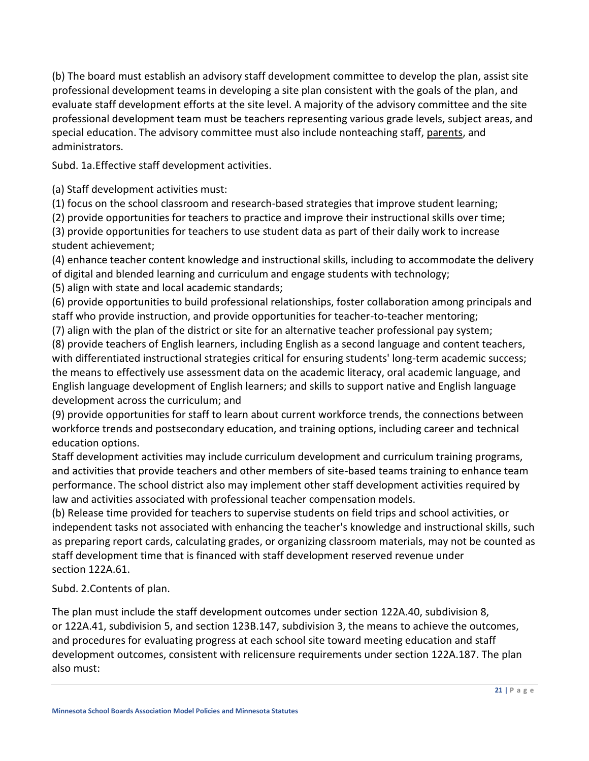(b) The board must establish an advisory staff development committee to develop the plan, assist site professional development teams in developing a site plan consistent with the goals of the plan, and evaluate staff development efforts at the site level. A majority of the advisory committee and the site professional development team must be teachers representing various grade levels, subject areas, and special education. The advisory committee must also include nonteaching staff, parents, and administrators.

Subd. 1a.Effective staff development activities.

(a) Staff development activities must:
(1) focus on the school classroom and research-based strategies that improve student learning;
(2) provide opportunities for teachers to practice and improve their instructional skills over time;
(3) provide opportunities for teachers to use student data as part of their daily work to increase student achievement;
(4) enhance teacher content knowledge and instructional skills, including to accommodate the delivery of digital and blended learning and curriculum and engage students with technology;
(5) align with state and local academic standards;
(6) provide opportunities to build professional relationships, foster collaboration among principals and staff who provide instruction, and provide opportunities for teacher-to-teacher mentoring;
(7) align with the plan of the district or site for an alternative teacher professional pay system;
(8) provide teachers of English learners, including English as a second language and content teachers, with differentiated instructional strategies critical for ensuring students' long-term academic success; the means to effectively use assessment data on the academic literacy, oral academic language, and English language development of English learners; and skills to support native and English language development across the curriculum; and
(9) provide opportunities for staff to learn about current workforce trends, the connections between workforce trends and postsecondary education, and training options, including career and technical education options.
Staff development activities may include curriculum development and curriculum training programs, and activities that provide teachers and other members of site-based teams training to enhance team performance. The school district also may implement other staff development activities required by law and activities associated with professional teacher compensation models.
(b) Release time provided for teachers to supervise students on field trips and school activities, or independent tasks not associated with enhancing the teacher's knowledge and instructional skills, such as preparing report cards, calculating grades, or organizing classroom materials, may not be counted as staff development time that is financed with staff development reserved revenue under section 122A.61.

Subd. 2.Contents of plan.

The plan must include the staff development outcomes under section 122A.40, subdivision 8, or 122A.41, subdivision 5, and section 123B.147, subdivision 3, the means to achieve the outcomes, and procedures for evaluating progress at each school site toward meeting education and staff development outcomes, consistent with relicensure requirements under section 122A.187. The plan also must: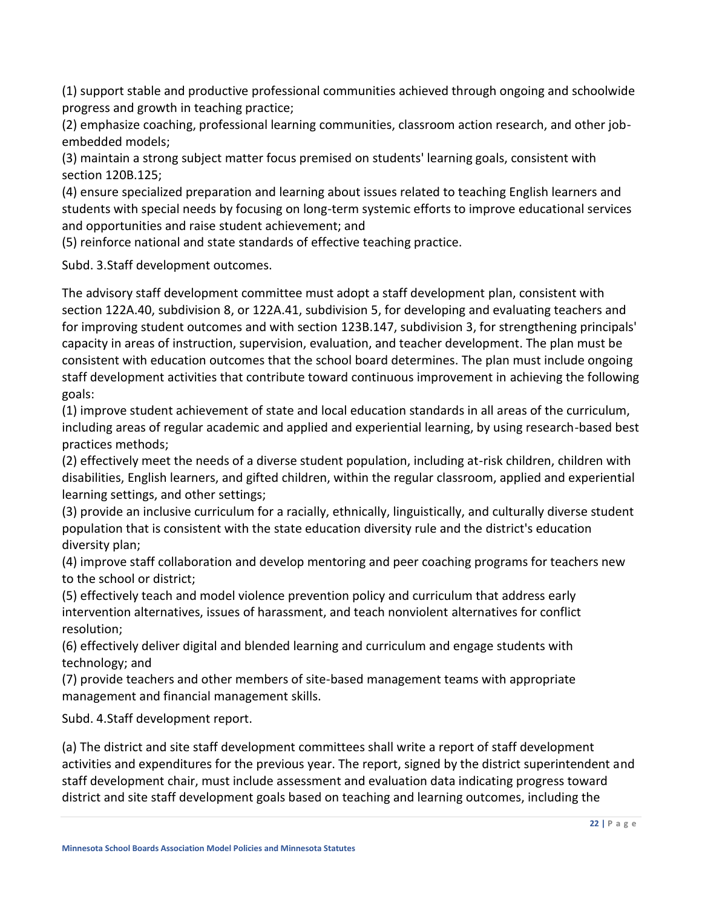(1) support stable and productive professional communities achieved through ongoing and schoolwide progress and growth in teaching practice;
(2) emphasize coaching, professional learning communities, classroom action research, and other job-embedded models;
(3) maintain a strong subject matter focus premised on students' learning goals, consistent with section 120B.125;
(4) ensure specialized preparation and learning about issues related to teaching English learners and students with special needs by focusing on long-term systemic efforts to improve educational services and opportunities and raise student achievement; and
(5) reinforce national and state standards of effective teaching practice.

Subd. 3.Staff development outcomes.

The advisory staff development committee must adopt a staff development plan, consistent with section 122A.40, subdivision 8, or 122A.41, subdivision 5, for developing and evaluating teachers and for improving student outcomes and with section 123B.147, subdivision 3, for strengthening principals' capacity in areas of instruction, supervision, evaluation, and teacher development. The plan must be consistent with education outcomes that the school board determines. The plan must include ongoing staff development activities that contribute toward continuous improvement in achieving the following goals:
(1) improve student achievement of state and local education standards in all areas of the curriculum, including areas of regular academic and applied and experiential learning, by using research-based best practices methods;
(2) effectively meet the needs of a diverse student population, including at-risk children, children with disabilities, English learners, and gifted children, within the regular classroom, applied and experiential learning settings, and other settings;
(3) provide an inclusive curriculum for a racially, ethnically, linguistically, and culturally diverse student population that is consistent with the state education diversity rule and the district's education diversity plan;
(4) improve staff collaboration and develop mentoring and peer coaching programs for teachers new to the school or district;
(5) effectively teach and model violence prevention policy and curriculum that address early intervention alternatives, issues of harassment, and teach nonviolent alternatives for conflict resolution;
(6) effectively deliver digital and blended learning and curriculum and engage students with technology; and
(7) provide teachers and other members of site-based management teams with appropriate management and financial management skills.

Subd. 4.Staff development report.

(a) The district and site staff development committees shall write a report of staff development activities and expenditures for the previous year. The report, signed by the district superintendent and staff development chair, must include assessment and evaluation data indicating progress toward district and site staff development goals based on teaching and learning outcomes, including the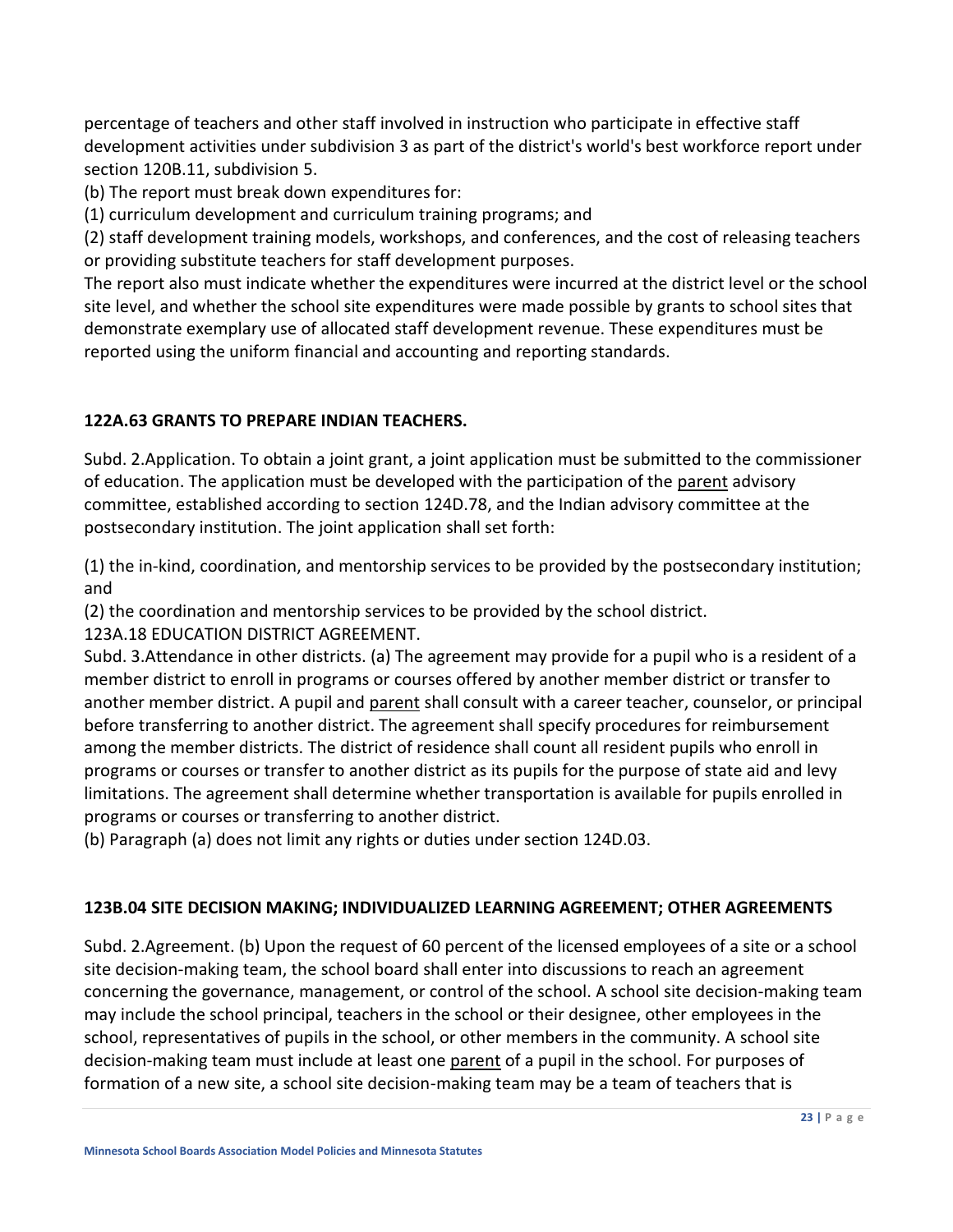percentage of teachers and other staff involved in instruction who participate in effective staff development activities under subdivision 3 as part of the district's world's best workforce report under section 120B.11, subdivision 5.

(b) The report must break down expenditures for:

(1) curriculum development and curriculum training programs; and

(2) staff development training models, workshops, and conferences, and the cost of releasing teachers or providing substitute teachers for staff development purposes.

The report also must indicate whether the expenditures were incurred at the district level or the school site level, and whether the school site expenditures were made possible by grants to school sites that demonstrate exemplary use of allocated staff development revenue. These expenditures must be reported using the uniform financial and accounting and reporting standards.

**122A.63 GRANTS TO PREPARE INDIAN TEACHERS.**

Subd. 2.Application. To obtain a joint grant, a joint application must be submitted to the commissioner of education. The application must be developed with the participation of the parent advisory committee, established according to section 124D.78, and the Indian advisory committee at the postsecondary institution. The joint application shall set forth:

(1) the in-kind, coordination, and mentorship services to be provided by the postsecondary institution; and

(2) the coordination and mentorship services to be provided by the school district.

123A.18 EDUCATION DISTRICT AGREEMENT.

Subd. 3.Attendance in other districts. (a) The agreement may provide for a pupil who is a resident of a member district to enroll in programs or courses offered by another member district or transfer to another member district. A pupil and parent shall consult with a career teacher, counselor, or principal before transferring to another district. The agreement shall specify procedures for reimbursement among the member districts. The district of residence shall count all resident pupils who enroll in programs or courses or transfer to another district as its pupils for the purpose of state aid and levy limitations. The agreement shall determine whether transportation is available for pupils enrolled in programs or courses or transferring to another district.

(b) Paragraph (a) does not limit any rights or duties under section 124D.03.

**123B.04 SITE DECISION MAKING; INDIVIDUALIZED LEARNING AGREEMENT; OTHER AGREEMENTS**

Subd. 2.Agreement. (b) Upon the request of 60 percent of the licensed employees of a site or a school site decision-making team, the school board shall enter into discussions to reach an agreement concerning the governance, management, or control of the school. A school site decision-making team may include the school principal, teachers in the school or their designee, other employees in the school, representatives of pupils in the school, or other members in the community. A school site decision-making team must include at least one parent of a pupil in the school. For purposes of formation of a new site, a school site decision-making team may be a team of teachers that is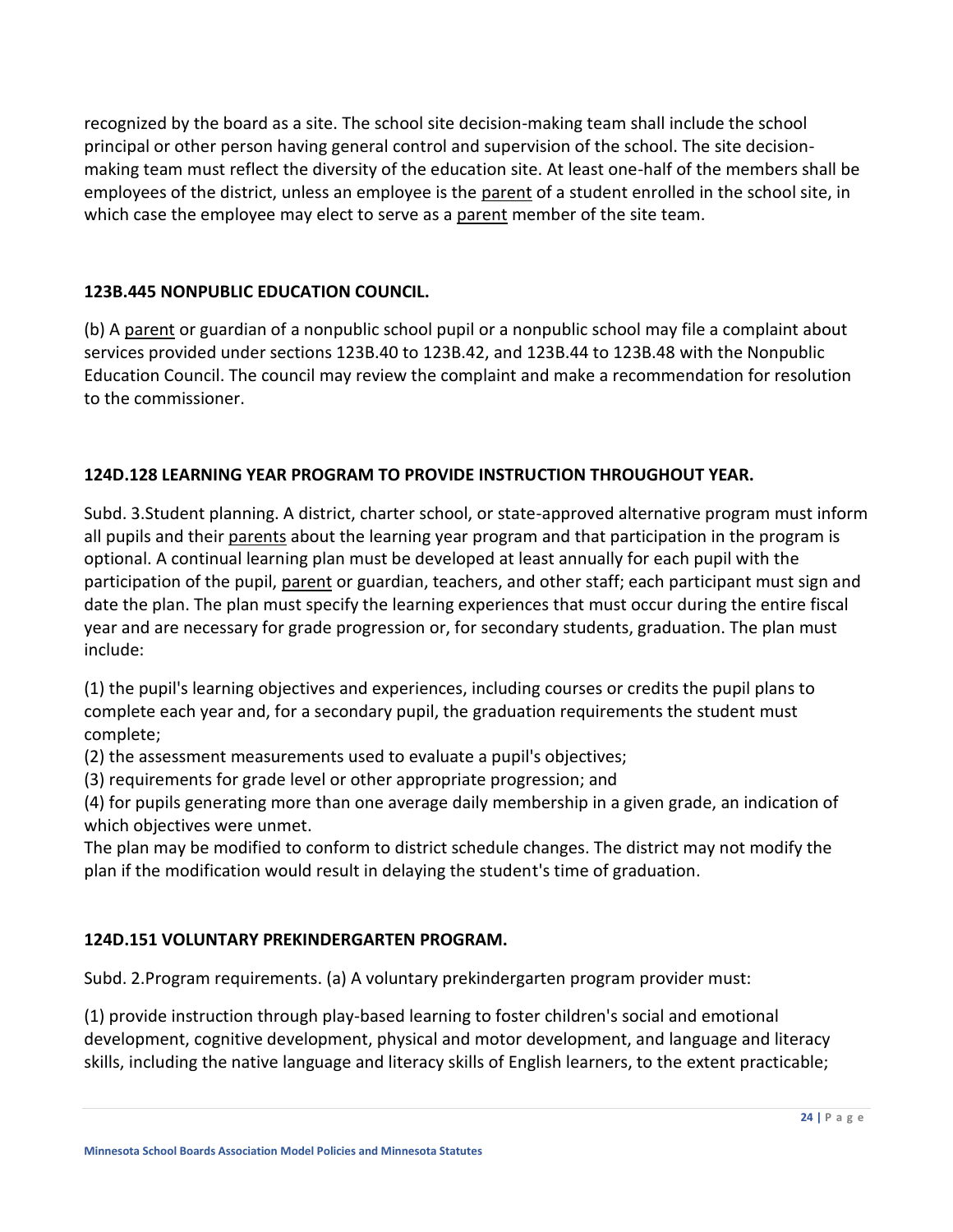recognized by the board as a site. The school site decision-making team shall include the school principal or other person having general control and supervision of the school. The site decision-making team must reflect the diversity of the education site. At least one-half of the members shall be employees of the district, unless an employee is the parent of a student enrolled in the school site, in which case the employee may elect to serve as a parent member of the site team.

**123B.445 NONPUBLIC EDUCATION COUNCIL.**

(b) A parent or guardian of a nonpublic school pupil or a nonpublic school may file a complaint about services provided under sections 123B.40 to 123B.42, and 123B.44 to 123B.48 with the Nonpublic Education Council. The council may review the complaint and make a recommendation for resolution to the commissioner.

**124D.128 LEARNING YEAR PROGRAM TO PROVIDE INSTRUCTION THROUGHOUT YEAR.**

Subd. 3.Student planning. A district, charter school, or state-approved alternative program must inform all pupils and their parents about the learning year program and that participation in the program is optional. A continual learning plan must be developed at least annually for each pupil with the participation of the pupil, parent or guardian, teachers, and other staff; each participant must sign and date the plan. The plan must specify the learning experiences that must occur during the entire fiscal year and are necessary for grade progression or, for secondary students, graduation. The plan must include:

(1) the pupil's learning objectives and experiences, including courses or credits the pupil plans to complete each year and, for a secondary pupil, the graduation requirements the student must complete;
(2) the assessment measurements used to evaluate a pupil's objectives;
(3) requirements for grade level or other appropriate progression; and
(4) for pupils generating more than one average daily membership in a given grade, an indication of which objectives were unmet.
The plan may be modified to conform to district schedule changes. The district may not modify the plan if the modification would result in delaying the student's time of graduation.

**124D.151 VOLUNTARY PREKINDERGARTEN PROGRAM.**

Subd. 2.Program requirements. (a) A voluntary prekindergarten program provider must:

(1) provide instruction through play-based learning to foster children's social and emotional development, cognitive development, physical and motor development, and language and literacy skills, including the native language and literacy skills of English learners, to the extent practicable;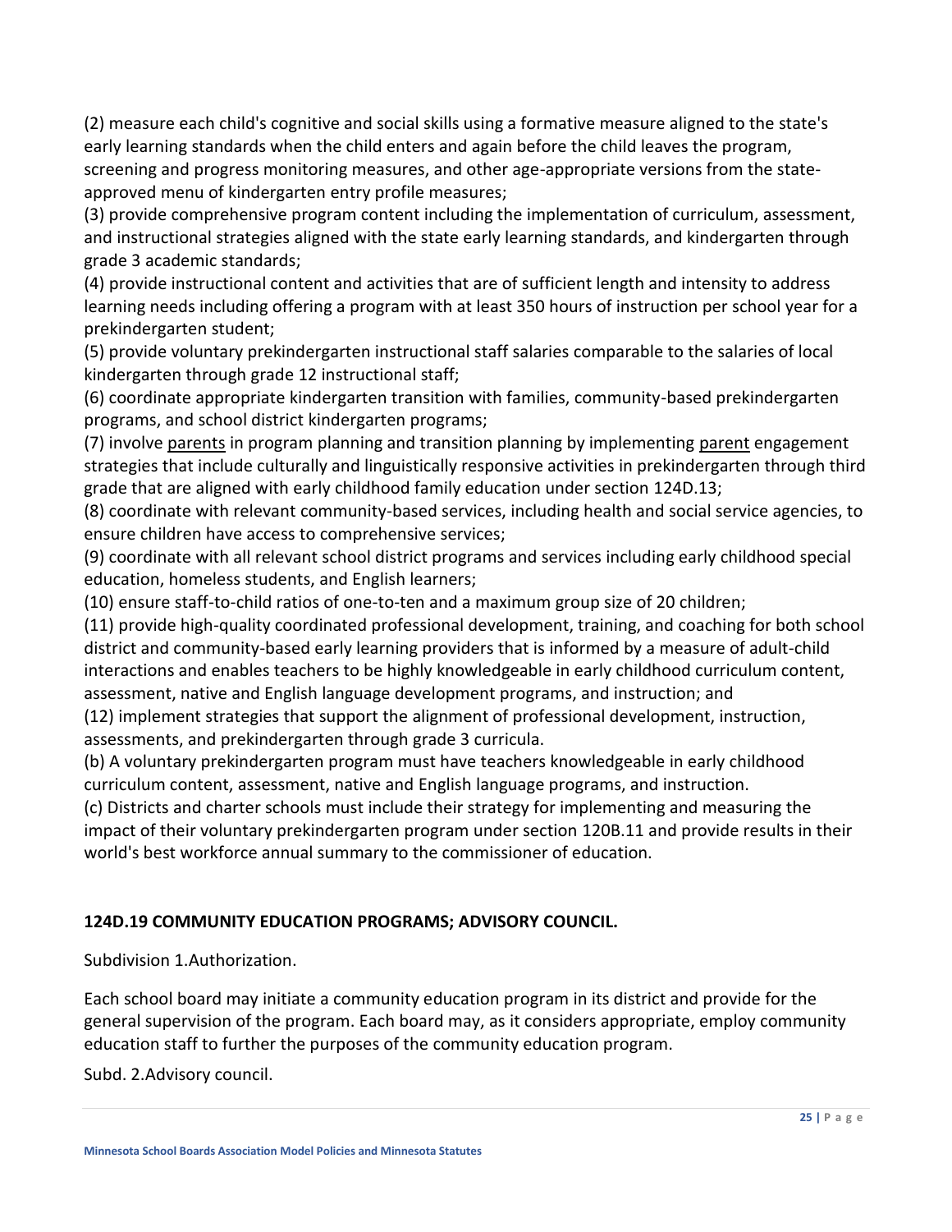(2) measure each child's cognitive and social skills using a formative measure aligned to the state's early learning standards when the child enters and again before the child leaves the program, screening and progress monitoring measures, and other age-appropriate versions from the state-approved menu of kindergarten entry profile measures;

(3) provide comprehensive program content including the implementation of curriculum, assessment, and instructional strategies aligned with the state early learning standards, and kindergarten through grade 3 academic standards;

(4) provide instructional content and activities that are of sufficient length and intensity to address learning needs including offering a program with at least 350 hours of instruction per school year for a prekindergarten student;

(5) provide voluntary prekindergarten instructional staff salaries comparable to the salaries of local kindergarten through grade 12 instructional staff;

(6) coordinate appropriate kindergarten transition with families, community-based prekindergarten programs, and school district kindergarten programs;

(7) involve parents in program planning and transition planning by implementing parent engagement strategies that include culturally and linguistically responsive activities in prekindergarten through third grade that are aligned with early childhood family education under section 124D.13;

(8) coordinate with relevant community-based services, including health and social service agencies, to ensure children have access to comprehensive services;

(9) coordinate with all relevant school district programs and services including early childhood special education, homeless students, and English learners;

(10) ensure staff-to-child ratios of one-to-ten and a maximum group size of 20 children;

(11) provide high-quality coordinated professional development, training, and coaching for both school district and community-based early learning providers that is informed by a measure of adult-child interactions and enables teachers to be highly knowledgeable in early childhood curriculum content, assessment, native and English language development programs, and instruction; and

(12) implement strategies that support the alignment of professional development, instruction, assessments, and prekindergarten through grade 3 curricula.

(b) A voluntary prekindergarten program must have teachers knowledgeable in early childhood curriculum content, assessment, native and English language programs, and instruction.

(c) Districts and charter schools must include their strategy for implementing and measuring the impact of their voluntary prekindergarten program under section 120B.11 and provide results in their world's best workforce annual summary to the commissioner of education.

**124D.19 COMMUNITY EDUCATION PROGRAMS; ADVISORY COUNCIL.**

Subdivision 1.Authorization.

Each school board may initiate a community education program in its district and provide for the general supervision of the program. Each board may, as it considers appropriate, employ community education staff to further the purposes of the community education program.

Subd. 2.Advisory council.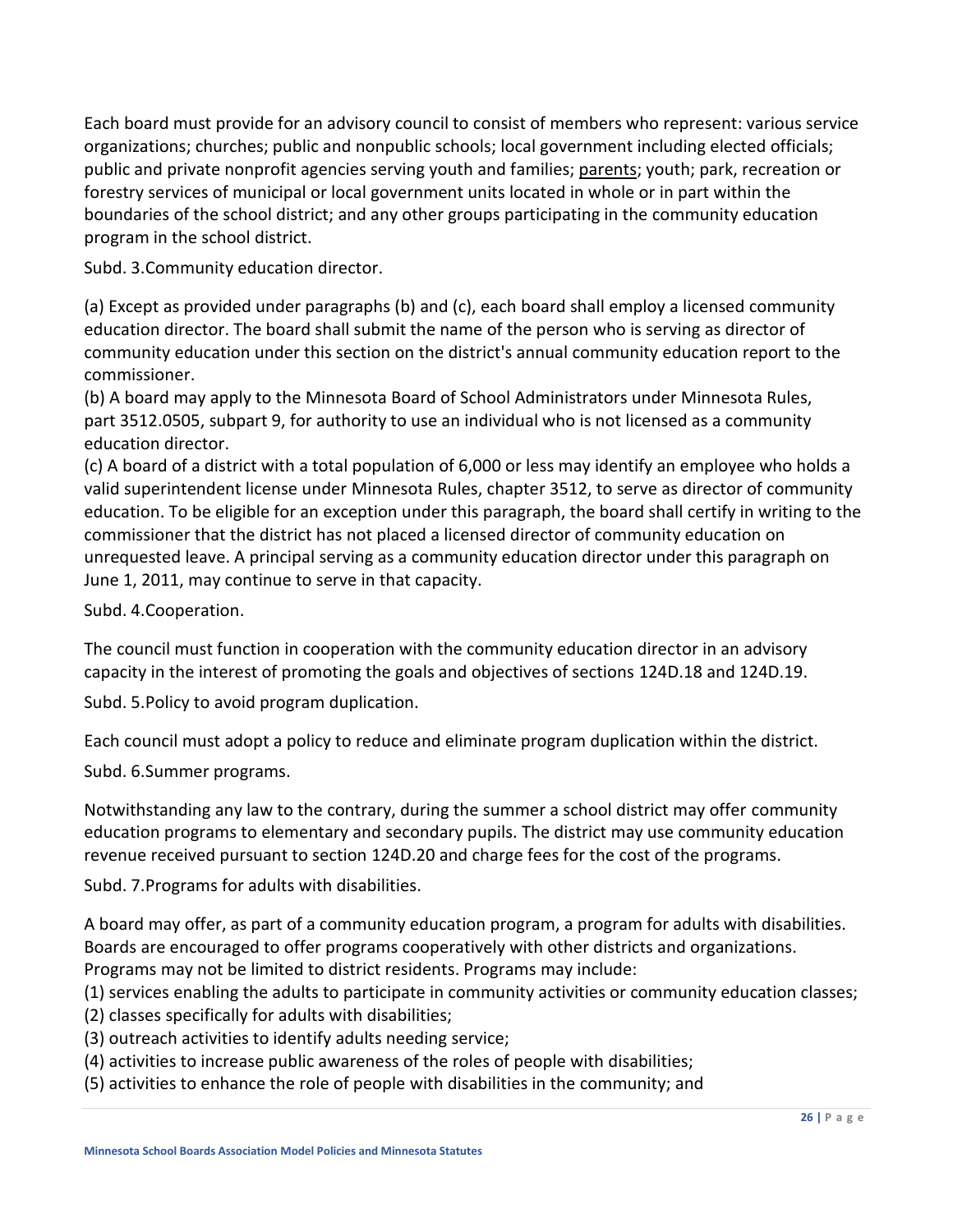Each board must provide for an advisory council to consist of members who represent: various service organizations; churches; public and nonpublic schools; local government including elected officials; public and private nonprofit agencies serving youth and families; parents; youth; park, recreation or forestry services of municipal or local government units located in whole or in part within the boundaries of the school district; and any other groups participating in the community education program in the school district.

Subd. 3.Community education director.

(a) Except as provided under paragraphs (b) and (c), each board shall employ a licensed community education director. The board shall submit the name of the person who is serving as director of community education under this section on the district's annual community education report to the commissioner.
(b) A board may apply to the Minnesota Board of School Administrators under Minnesota Rules, part 3512.0505, subpart 9, for authority to use an individual who is not licensed as a community education director.
(c) A board of a district with a total population of 6,000 or less may identify an employee who holds a valid superintendent license under Minnesota Rules, chapter 3512, to serve as director of community education. To be eligible for an exception under this paragraph, the board shall certify in writing to the commissioner that the district has not placed a licensed director of community education on unrequested leave. A principal serving as a community education director under this paragraph on June 1, 2011, may continue to serve in that capacity.

Subd. 4.Cooperation.

The council must function in cooperation with the community education director in an advisory capacity in the interest of promoting the goals and objectives of sections 124D.18 and 124D.19.

Subd. 5.Policy to avoid program duplication.

Each council must adopt a policy to reduce and eliminate program duplication within the district.

Subd. 6.Summer programs.

Notwithstanding any law to the contrary, during the summer a school district may offer community education programs to elementary and secondary pupils. The district may use community education revenue received pursuant to section 124D.20 and charge fees for the cost of the programs.

Subd. 7.Programs for adults with disabilities.

A board may offer, as part of a community education program, a program for adults with disabilities. Boards are encouraged to offer programs cooperatively with other districts and organizations. Programs may not be limited to district residents. Programs may include:
(1) services enabling the adults to participate in community activities or community education classes;
(2) classes specifically for adults with disabilities;
(3) outreach activities to identify adults needing service;
(4) activities to increase public awareness of the roles of people with disabilities;
(5) activities to enhance the role of people with disabilities in the community; and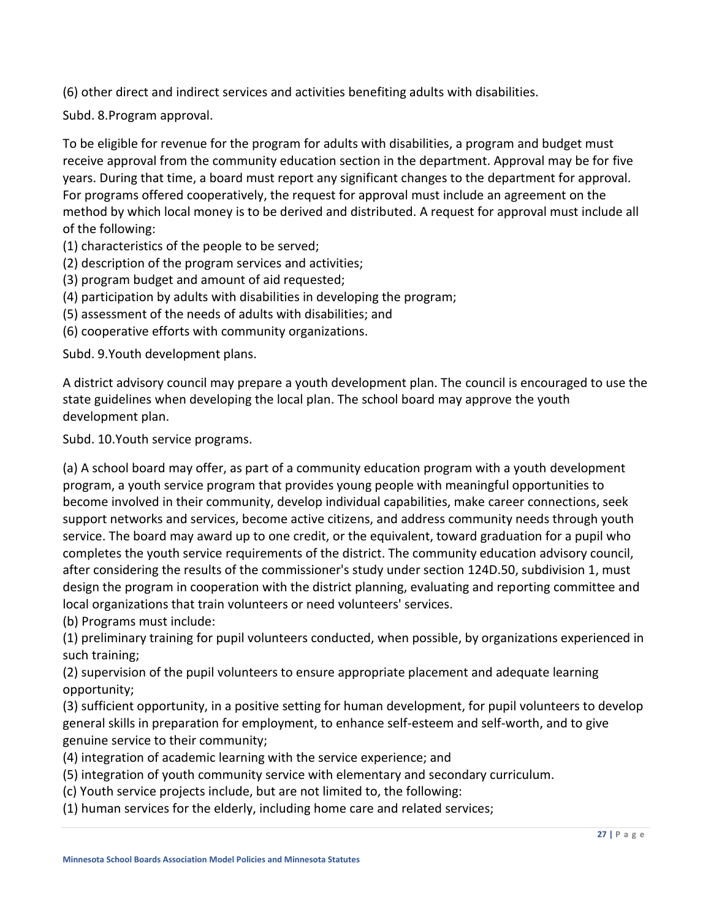(6) other direct and indirect services and activities benefiting adults with disabilities.

Subd. 8.Program approval.

To be eligible for revenue for the program for adults with disabilities, a program and budget must receive approval from the community education section in the department. Approval may be for five years. During that time, a board must report any significant changes to the department for approval. For programs offered cooperatively, the request for approval must include an agreement on the method by which local money is to be derived and distributed. A request for approval must include all of the following:
(1) characteristics of the people to be served;
(2) description of the program services and activities;
(3) program budget and amount of aid requested;
(4) participation by adults with disabilities in developing the program;
(5) assessment of the needs of adults with disabilities; and
(6) cooperative efforts with community organizations.

Subd. 9.Youth development plans.

A district advisory council may prepare a youth development plan. The council is encouraged to use the state guidelines when developing the local plan. The school board may approve the youth development plan.

Subd. 10.Youth service programs.

(a) A school board may offer, as part of a community education program with a youth development program, a youth service program that provides young people with meaningful opportunities to become involved in their community, develop individual capabilities, make career connections, seek support networks and services, become active citizens, and address community needs through youth service. The board may award up to one credit, or the equivalent, toward graduation for a pupil who completes the youth service requirements of the district. The community education advisory council, after considering the results of the commissioner's study under section 124D.50, subdivision 1, must design the program in cooperation with the district planning, evaluating and reporting committee and local organizations that train volunteers or need volunteers' services.
(b) Programs must include:
(1) preliminary training for pupil volunteers conducted, when possible, by organizations experienced in such training;
(2) supervision of the pupil volunteers to ensure appropriate placement and adequate learning opportunity;
(3) sufficient opportunity, in a positive setting for human development, for pupil volunteers to develop general skills in preparation for employment, to enhance self-esteem and self-worth, and to give genuine service to their community;
(4) integration of academic learning with the service experience; and
(5) integration of youth community service with elementary and secondary curriculum.
(c) Youth service projects include, but are not limited to, the following:
(1) human services for the elderly, including home care and related services;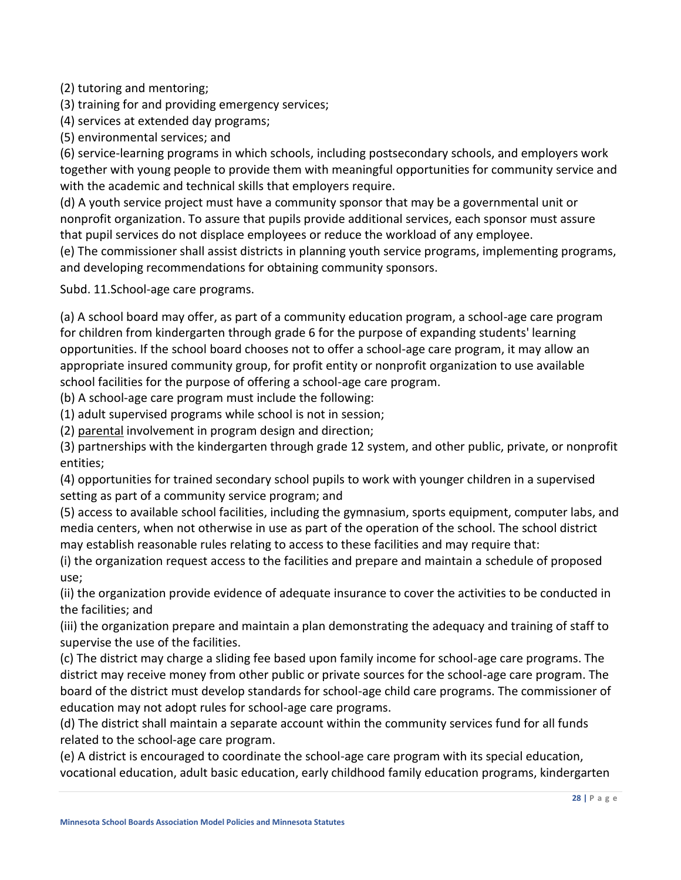(2) tutoring and mentoring;
(3) training for and providing emergency services;
(4) services at extended day programs;
(5) environmental services; and
(6) service-learning programs in which schools, including postsecondary schools, and employers work together with young people to provide them with meaningful opportunities for community service and with the academic and technical skills that employers require.
(d) A youth service project must have a community sponsor that may be a governmental unit or nonprofit organization. To assure that pupils provide additional services, each sponsor must assure that pupil services do not displace employees or reduce the workload of any employee.
(e) The commissioner shall assist districts in planning youth service programs, implementing programs, and developing recommendations for obtaining community sponsors.

Subd. 11.School-age care programs.

(a) A school board may offer, as part of a community education program, a school-age care program for children from kindergarten through grade 6 for the purpose of expanding students' learning opportunities. If the school board chooses not to offer a school-age care program, it may allow an appropriate insured community group, for profit entity or nonprofit organization to use available school facilities for the purpose of offering a school-age care program.
(b) A school-age care program must include the following:
(1) adult supervised programs while school is not in session;
(2) parental involvement in program design and direction;
(3) partnerships with the kindergarten through grade 12 system, and other public, private, or nonprofit entities;
(4) opportunities for trained secondary school pupils to work with younger children in a supervised setting as part of a community service program; and
(5) access to available school facilities, including the gymnasium, sports equipment, computer labs, and media centers, when not otherwise in use as part of the operation of the school. The school district may establish reasonable rules relating to access to these facilities and may require that:
(i) the organization request access to the facilities and prepare and maintain a schedule of proposed use;
(ii) the organization provide evidence of adequate insurance to cover the activities to be conducted in the facilities; and
(iii) the organization prepare and maintain a plan demonstrating the adequacy and training of staff to supervise the use of the facilities.
(c) The district may charge a sliding fee based upon family income for school-age care programs. The district may receive money from other public or private sources for the school-age care program. The board of the district must develop standards for school-age child care programs. The commissioner of education may not adopt rules for school-age care programs.
(d) The district shall maintain a separate account within the community services fund for all funds related to the school-age care program.
(e) A district is encouraged to coordinate the school-age care program with its special education, vocational education, adult basic education, early childhood family education programs, kindergarten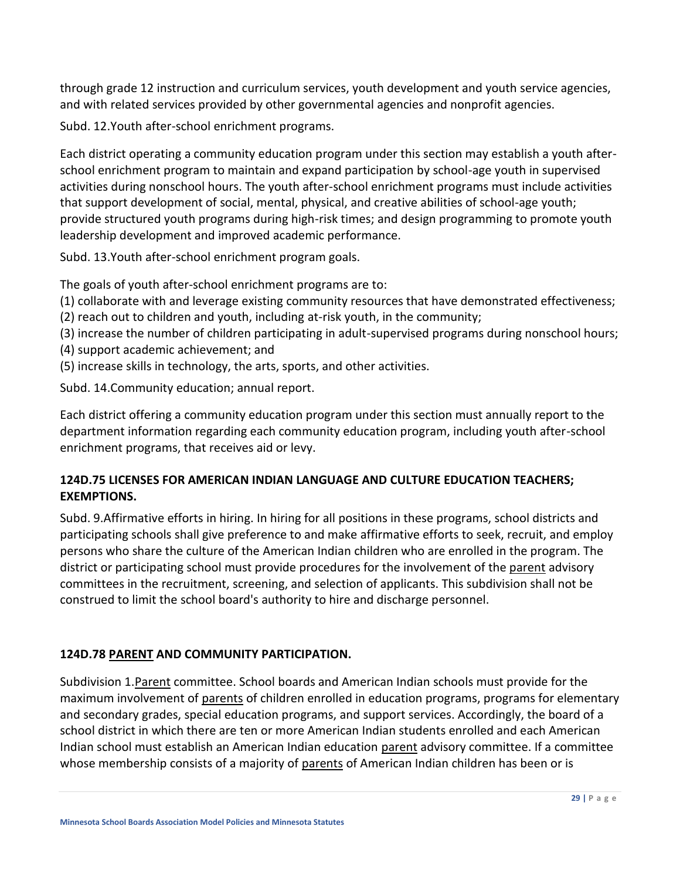through grade 12 instruction and curriculum services, youth development and youth service agencies, and with related services provided by other governmental agencies and nonprofit agencies.

Subd. 12.Youth after-school enrichment programs.

Each district operating a community education program under this section may establish a youth after-school enrichment program to maintain and expand participation by school-age youth in supervised activities during nonschool hours. The youth after-school enrichment programs must include activities that support development of social, mental, physical, and creative abilities of school-age youth; provide structured youth programs during high-risk times; and design programming to promote youth leadership development and improved academic performance.

Subd. 13.Youth after-school enrichment program goals.

The goals of youth after-school enrichment programs are to:
(1) collaborate with and leverage existing community resources that have demonstrated effectiveness;
(2) reach out to children and youth, including at-risk youth, in the community;
(3) increase the number of children participating in adult-supervised programs during nonschool hours;
(4) support academic achievement; and
(5) increase skills in technology, the arts, sports, and other activities.

Subd. 14.Community education; annual report.

Each district offering a community education program under this section must annually report to the department information regarding each community education program, including youth after-school enrichment programs, that receives aid or levy.

**124D.75 LICENSES FOR AMERICAN INDIAN LANGUAGE AND CULTURE EDUCATION TEACHERS; EXEMPTIONS.**

Subd. 9.Affirmative efforts in hiring. In hiring for all positions in these programs, school districts and participating schools shall give preference to and make affirmative efforts to seek, recruit, and employ persons who share the culture of the American Indian children who are enrolled in the program. The district or participating school must provide procedures for the involvement of the parent advisory committees in the recruitment, screening, and selection of applicants. This subdivision shall not be construed to limit the school board's authority to hire and discharge personnel.

**124D.78 PARENT AND COMMUNITY PARTICIPATION.**

Subdivision 1.Parent committee. School boards and American Indian schools must provide for the maximum involvement of parents of children enrolled in education programs, programs for elementary and secondary grades, special education programs, and support services. Accordingly, the board of a school district in which there are ten or more American Indian students enrolled and each American Indian school must establish an American Indian education parent advisory committee. If a committee whose membership consists of a majority of parents of American Indian children has been or is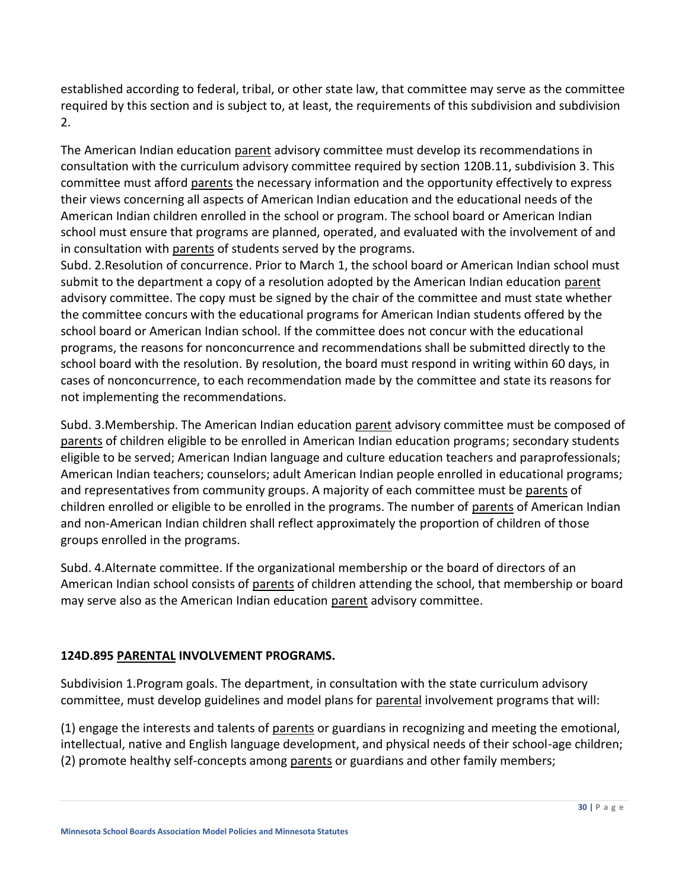established according to federal, tribal, or other state law, that committee may serve as the committee required by this section and is subject to, at least, the requirements of this subdivision and subdivision 2.

The American Indian education parent advisory committee must develop its recommendations in consultation with the curriculum advisory committee required by section 120B.11, subdivision 3. This committee must afford parents the necessary information and the opportunity effectively to express their views concerning all aspects of American Indian education and the educational needs of the American Indian children enrolled in the school or program. The school board or American Indian school must ensure that programs are planned, operated, and evaluated with the involvement of and in consultation with parents of students served by the programs.

Subd. 2.Resolution of concurrence. Prior to March 1, the school board or American Indian school must submit to the department a copy of a resolution adopted by the American Indian education parent advisory committee. The copy must be signed by the chair of the committee and must state whether the committee concurs with the educational programs for American Indian students offered by the school board or American Indian school. If the committee does not concur with the educational programs, the reasons for nonconcurrence and recommendations shall be submitted directly to the school board with the resolution. By resolution, the board must respond in writing within 60 days, in cases of nonconcurrence, to each recommendation made by the committee and state its reasons for not implementing the recommendations.

Subd. 3.Membership. The American Indian education parent advisory committee must be composed of parents of children eligible to be enrolled in American Indian education programs; secondary students eligible to be served; American Indian language and culture education teachers and paraprofessionals; American Indian teachers; counselors; adult American Indian people enrolled in educational programs; and representatives from community groups. A majority of each committee must be parents of children enrolled or eligible to be enrolled in the programs. The number of parents of American Indian and non-American Indian children shall reflect approximately the proportion of children of those groups enrolled in the programs.

Subd. 4.Alternate committee. If the organizational membership or the board of directors of an American Indian school consists of parents of children attending the school, that membership or board may serve also as the American Indian education parent advisory committee.

**124D.895 PARENTAL INVOLVEMENT PROGRAMS.**

Subdivision 1.Program goals. The department, in consultation with the state curriculum advisory committee, must develop guidelines and model plans for parental involvement programs that will:

(1) engage the interests and talents of parents or guardians in recognizing and meeting the emotional, intellectual, native and English language development, and physical needs of their school-age children;
(2) promote healthy self-concepts among parents or guardians and other family members;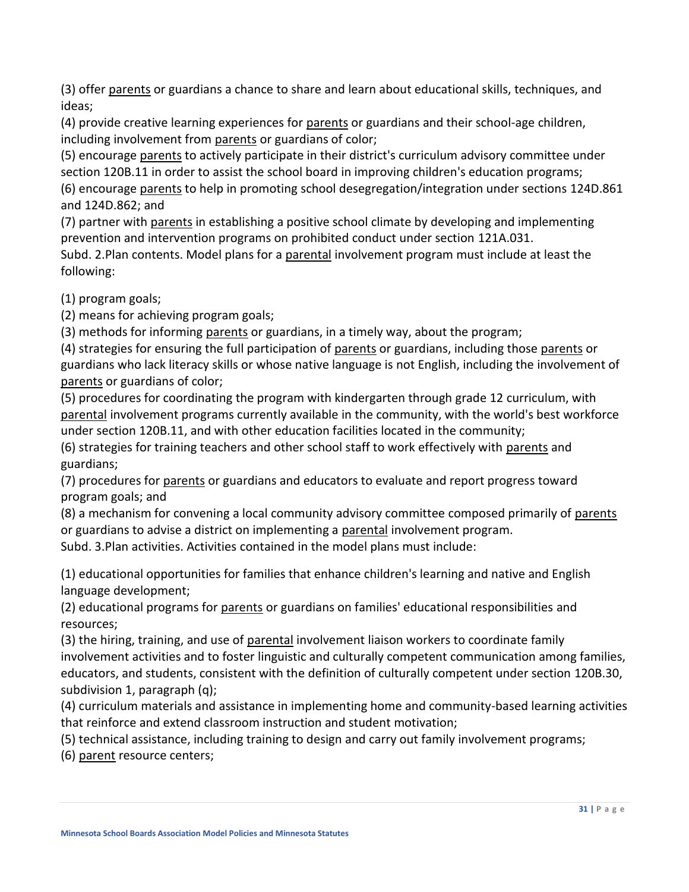(3) offer parents or guardians a chance to share and learn about educational skills, techniques, and ideas;

(4) provide creative learning experiences for parents or guardians and their school-age children, including involvement from parents or guardians of color;

(5) encourage parents to actively participate in their district's curriculum advisory committee under section 120B.11 in order to assist the school board in improving children's education programs;

(6) encourage parents to help in promoting school desegregation/integration under sections 124D.861 and 124D.862; and

(7) partner with parents in establishing a positive school climate by developing and implementing prevention and intervention programs on prohibited conduct under section 121A.031.

Subd. 2.Plan contents. Model plans for a parental involvement program must include at least the following:

(1) program goals;

(2) means for achieving program goals;

(3) methods for informing parents or guardians, in a timely way, about the program;

(4) strategies for ensuring the full participation of parents or guardians, including those parents or guardians who lack literacy skills or whose native language is not English, including the involvement of parents or guardians of color;

(5) procedures for coordinating the program with kindergarten through grade 12 curriculum, with parental involvement programs currently available in the community, with the world's best workforce under section 120B.11, and with other education facilities located in the community;

(6) strategies for training teachers and other school staff to work effectively with parents and guardians;

(7) procedures for parents or guardians and educators to evaluate and report progress toward program goals; and

(8) a mechanism for convening a local community advisory committee composed primarily of parents or guardians to advise a district on implementing a parental involvement program.

Subd. 3.Plan activities. Activities contained in the model plans must include:

(1) educational opportunities for families that enhance children's learning and native and English language development;

(2) educational programs for parents or guardians on families' educational responsibilities and resources;

(3) the hiring, training, and use of parental involvement liaison workers to coordinate family involvement activities and to foster linguistic and culturally competent communication among families, educators, and students, consistent with the definition of culturally competent under section 120B.30, subdivision 1, paragraph (q);

(4) curriculum materials and assistance in implementing home and community-based learning activities that reinforce and extend classroom instruction and student motivation;

(5) technical assistance, including training to design and carry out family involvement programs;

(6) parent resource centers;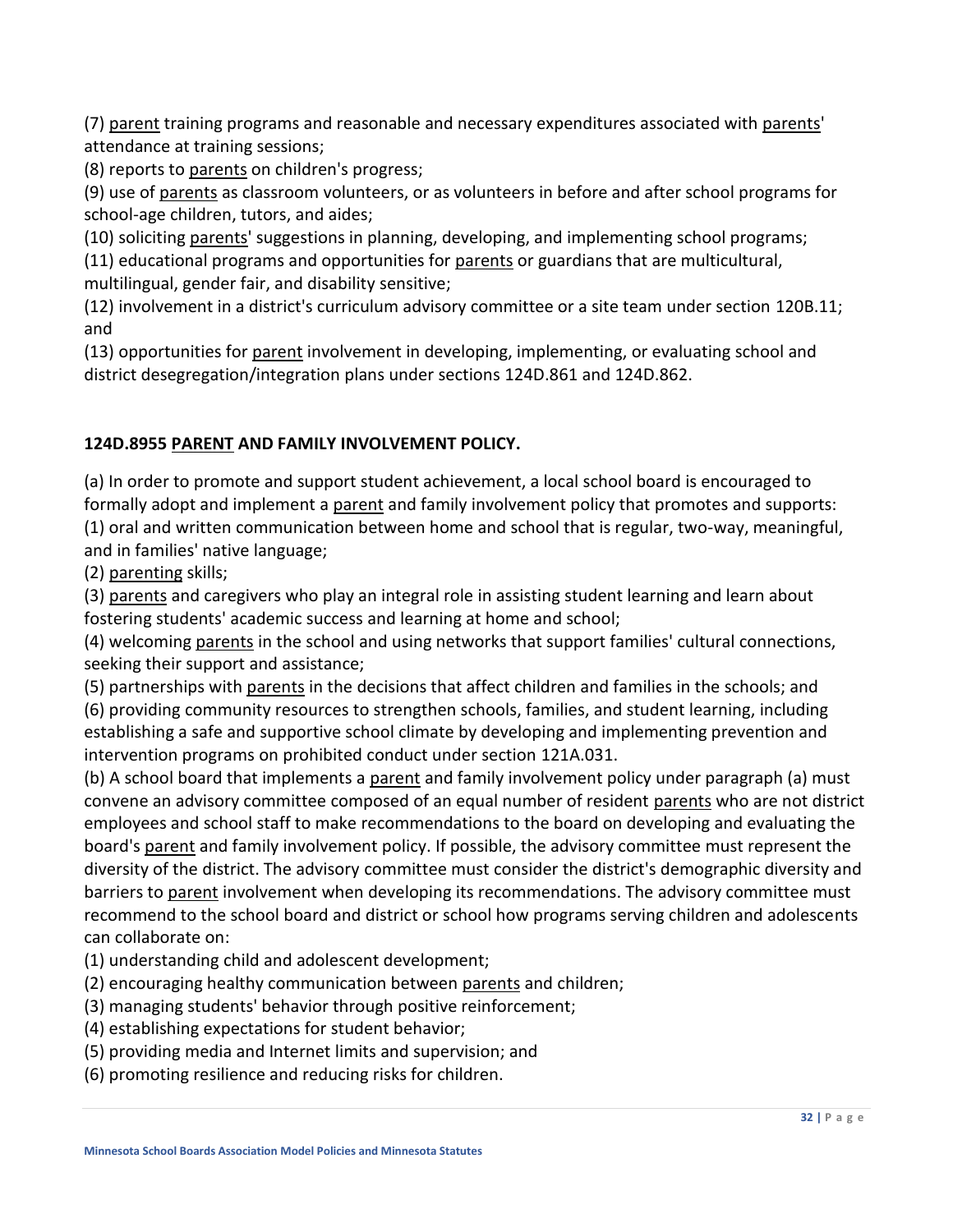(7) parent training programs and reasonable and necessary expenditures associated with parents' attendance at training sessions;

(8) reports to parents on children's progress;

(9) use of parents as classroom volunteers, or as volunteers in before and after school programs for school-age children, tutors, and aides;

(10) soliciting parents' suggestions in planning, developing, and implementing school programs;

(11) educational programs and opportunities for parents or guardians that are multicultural, multilingual, gender fair, and disability sensitive;

(12) involvement in a district's curriculum advisory committee or a site team under section 120B.11; and

(13) opportunities for parent involvement in developing, implementing, or evaluating school and district desegregation/integration plans under sections 124D.861 and 124D.862.

**124D.8955 PARENT AND FAMILY INVOLVEMENT POLICY.**

(a) In order to promote and support student achievement, a local school board is encouraged to formally adopt and implement a parent and family involvement policy that promotes and supports:

(1) oral and written communication between home and school that is regular, two-way, meaningful, and in families' native language;

(2) parenting skills;

(3) parents and caregivers who play an integral role in assisting student learning and learn about fostering students' academic success and learning at home and school;

(4) welcoming parents in the school and using networks that support families' cultural connections, seeking their support and assistance;

(5) partnerships with parents in the decisions that affect children and families in the schools; and

(6) providing community resources to strengthen schools, families, and student learning, including establishing a safe and supportive school climate by developing and implementing prevention and intervention programs on prohibited conduct under section 121A.031.

(b) A school board that implements a parent and family involvement policy under paragraph (a) must convene an advisory committee composed of an equal number of resident parents who are not district employees and school staff to make recommendations to the board on developing and evaluating the board's parent and family involvement policy. If possible, the advisory committee must represent the diversity of the district. The advisory committee must consider the district's demographic diversity and barriers to parent involvement when developing its recommendations. The advisory committee must recommend to the school board and district or school how programs serving children and adolescents can collaborate on:

(1) understanding child and adolescent development;

(2) encouraging healthy communication between parents and children;

(3) managing students' behavior through positive reinforcement;

(4) establishing expectations for student behavior;

(5) providing media and Internet limits and supervision; and

(6) promoting resilience and reducing risks for children.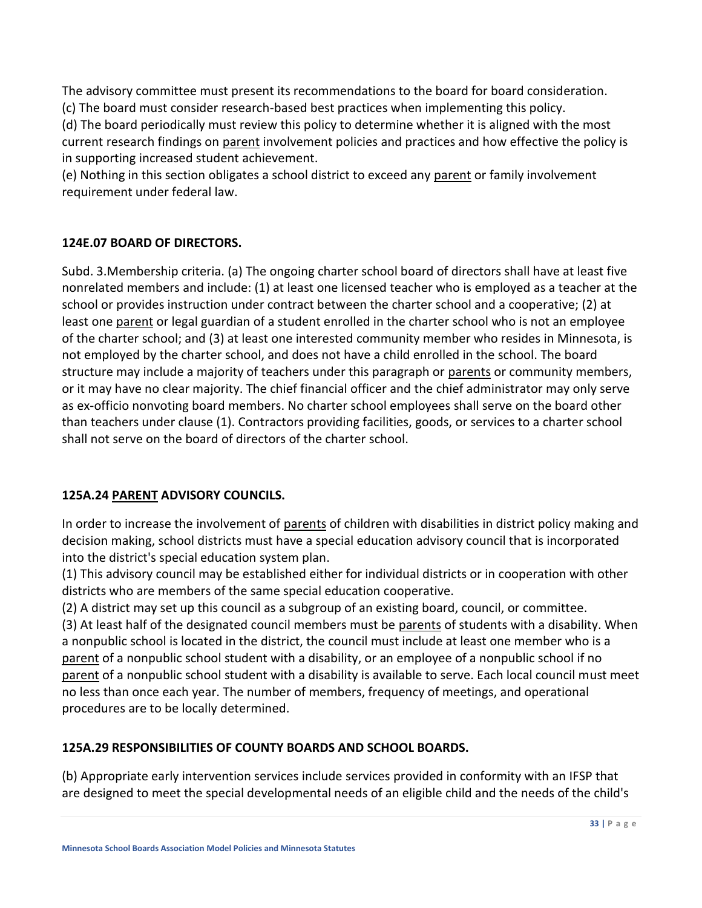The advisory committee must present its recommendations to the board for board consideration.
(c) The board must consider research-based best practices when implementing this policy.
(d) The board periodically must review this policy to determine whether it is aligned with the most current research findings on parent involvement policies and practices and how effective the policy is in supporting increased student achievement.
(e) Nothing in this section obligates a school district to exceed any parent or family involvement requirement under federal law.

### 124E.07 BOARD OF DIRECTORS.

Subd. 3.Membership criteria. (a) The ongoing charter school board of directors shall have at least five nonrelated members and include: (1) at least one licensed teacher who is employed as a teacher at the school or provides instruction under contract between the charter school and a cooperative; (2) at least one parent or legal guardian of a student enrolled in the charter school who is not an employee of the charter school; and (3) at least one interested community member who resides in Minnesota, is not employed by the charter school, and does not have a child enrolled in the school. The board structure may include a majority of teachers under this paragraph or parents or community members, or it may have no clear majority. The chief financial officer and the chief administrator may only serve as ex-officio nonvoting board members. No charter school employees shall serve on the board other than teachers under clause (1). Contractors providing facilities, goods, or services to a charter school shall not serve on the board of directors of the charter school.

### 125A.24 PARENT ADVISORY COUNCILS.

In order to increase the involvement of parents of children with disabilities in district policy making and decision making, school districts must have a special education advisory council that is incorporated into the district's special education system plan.
(1) This advisory council may be established either for individual districts or in cooperation with other districts who are members of the same special education cooperative.
(2) A district may set up this council as a subgroup of an existing board, council, or committee.
(3) At least half of the designated council members must be parents of students with a disability. When a nonpublic school is located in the district, the council must include at least one member who is a parent of a nonpublic school student with a disability, or an employee of a nonpublic school if no parent of a nonpublic school student with a disability is available to serve. Each local council must meet no less than once each year. The number of members, frequency of meetings, and operational procedures are to be locally determined.

### 125A.29 RESPONSIBILITIES OF COUNTY BOARDS AND SCHOOL BOARDS.

(b) Appropriate early intervention services include services provided in conformity with an IFSP that are designed to meet the special developmental needs of an eligible child and the needs of the child's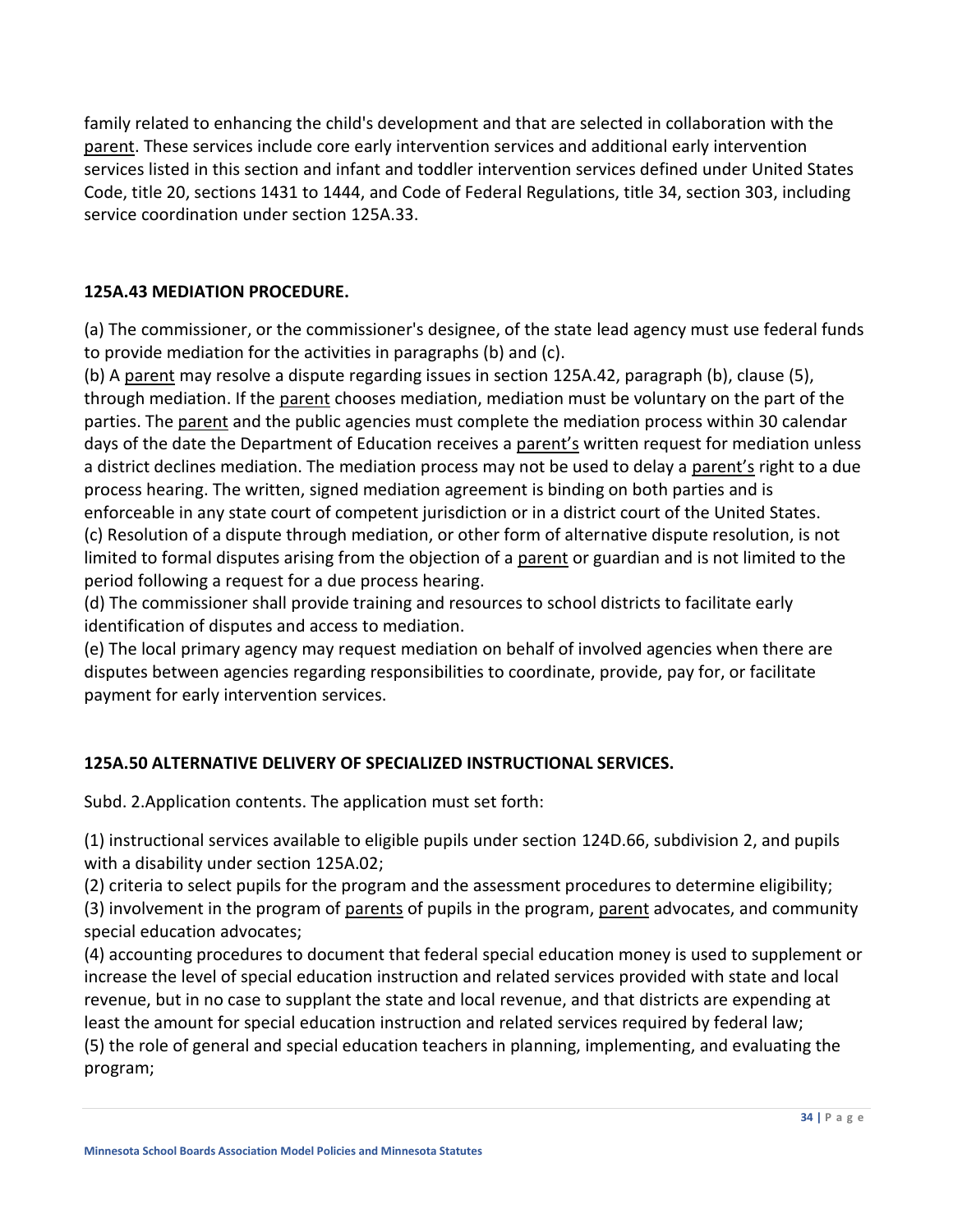family related to enhancing the child's development and that are selected in collaboration with the parent. These services include core early intervention services and additional early intervention services listed in this section and infant and toddler intervention services defined under United States Code, title 20, sections 1431 to 1444, and Code of Federal Regulations, title 34, section 303, including service coordination under section 125A.33.

**125A.43 MEDIATION PROCEDURE.**

(a) The commissioner, or the commissioner's designee, of the state lead agency must use federal funds to provide mediation for the activities in paragraphs (b) and (c).
(b) A parent may resolve a dispute regarding issues in section 125A.42, paragraph (b), clause (5), through mediation. If the parent chooses mediation, mediation must be voluntary on the part of the parties. The parent and the public agencies must complete the mediation process within 30 calendar days of the date the Department of Education receives a parent's written request for mediation unless a district declines mediation. The mediation process may not be used to delay a parent's right to a due process hearing. The written, signed mediation agreement is binding on both parties and is enforceable in any state court of competent jurisdiction or in a district court of the United States.
(c) Resolution of a dispute through mediation, or other form of alternative dispute resolution, is not limited to formal disputes arising from the objection of a parent or guardian and is not limited to the period following a request for a due process hearing.
(d) The commissioner shall provide training and resources to school districts to facilitate early identification of disputes and access to mediation.
(e) The local primary agency may request mediation on behalf of involved agencies when there are disputes between agencies regarding responsibilities to coordinate, provide, pay for, or facilitate payment for early intervention services.

**125A.50 ALTERNATIVE DELIVERY OF SPECIALIZED INSTRUCTIONAL SERVICES.**

Subd. 2.Application contents. The application must set forth:

(1) instructional services available to eligible pupils under section 124D.66, subdivision 2, and pupils with a disability under section 125A.02;
(2) criteria to select pupils for the program and the assessment procedures to determine eligibility;
(3) involvement in the program of parents of pupils in the program, parent advocates, and community special education advocates;
(4) accounting procedures to document that federal special education money is used to supplement or increase the level of special education instruction and related services provided with state and local revenue, but in no case to supplant the state and local revenue, and that districts are expending at least the amount for special education instruction and related services required by federal law;
(5) the role of general and special education teachers in planning, implementing, and evaluating the program;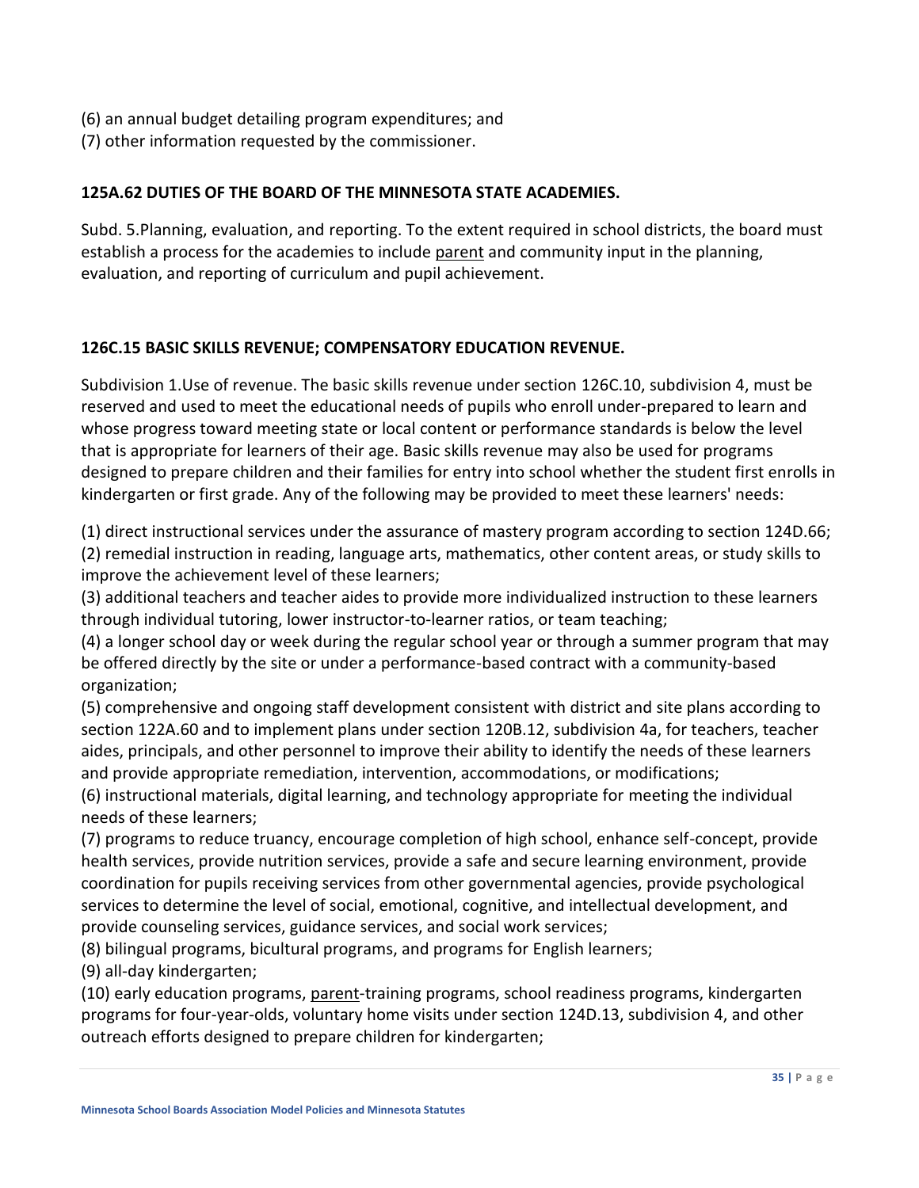(6) an annual budget detailing program expenditures; and
(7) other information requested by the commissioner.

**125A.62 DUTIES OF THE BOARD OF THE MINNESOTA STATE ACADEMIES.**

Subd. 5.Planning, evaluation, and reporting. To the extent required in school districts, the board must establish a process for the academies to include parent and community input in the planning, evaluation, and reporting of curriculum and pupil achievement.

**126C.15 BASIC SKILLS REVENUE; COMPENSATORY EDUCATION REVENUE.**

Subdivision 1.Use of revenue. The basic skills revenue under section 126C.10, subdivision 4, must be reserved and used to meet the educational needs of pupils who enroll under-prepared to learn and whose progress toward meeting state or local content or performance standards is below the level that is appropriate for learners of their age. Basic skills revenue may also be used for programs designed to prepare children and their families for entry into school whether the student first enrolls in kindergarten or first grade. Any of the following may be provided to meet these learners' needs:

(1) direct instructional services under the assurance of mastery program according to section 124D.66;
(2) remedial instruction in reading, language arts, mathematics, other content areas, or study skills to improve the achievement level of these learners;
(3) additional teachers and teacher aides to provide more individualized instruction to these learners through individual tutoring, lower instructor-to-learner ratios, or team teaching;
(4) a longer school day or week during the regular school year or through a summer program that may be offered directly by the site or under a performance-based contract with a community-based organization;
(5) comprehensive and ongoing staff development consistent with district and site plans according to section 122A.60 and to implement plans under section 120B.12, subdivision 4a, for teachers, teacher aides, principals, and other personnel to improve their ability to identify the needs of these learners and provide appropriate remediation, intervention, accommodations, or modifications;
(6) instructional materials, digital learning, and technology appropriate for meeting the individual needs of these learners;
(7) programs to reduce truancy, encourage completion of high school, enhance self-concept, provide health services, provide nutrition services, provide a safe and secure learning environment, provide coordination for pupils receiving services from other governmental agencies, provide psychological services to determine the level of social, emotional, cognitive, and intellectual development, and provide counseling services, guidance services, and social work services;
(8) bilingual programs, bicultural programs, and programs for English learners;
(9) all-day kindergarten;
(10) early education programs, parent-training programs, school readiness programs, kindergarten programs for four-year-olds, voluntary home visits under section 124D.13, subdivision 4, and other outreach efforts designed to prepare children for kindergarten;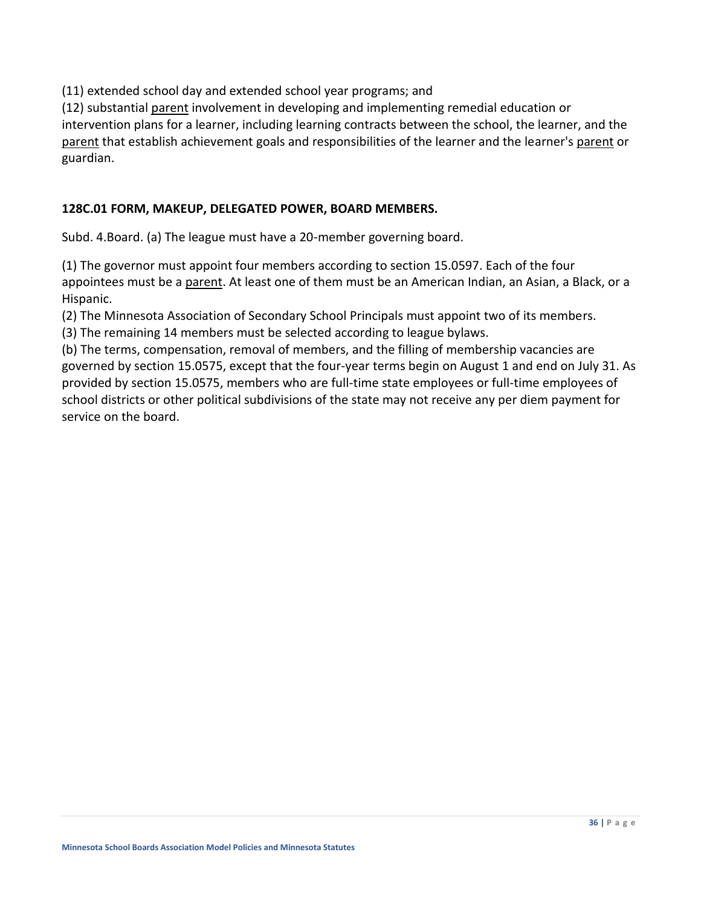(11) extended school day and extended school year programs; and
(12) substantial parent involvement in developing and implementing remedial education or intervention plans for a learner, including learning contracts between the school, the learner, and the parent that establish achievement goals and responsibilities of the learner and the learner's parent or guardian.

**128C.01 FORM, MAKEUP, DELEGATED POWER, BOARD MEMBERS.**

Subd. 4.Board. (a) The league must have a 20-member governing board.

(1) The governor must appoint four members according to section 15.0597. Each of the four appointees must be a parent. At least one of them must be an American Indian, an Asian, a Black, or a Hispanic.
(2) The Minnesota Association of Secondary School Principals must appoint two of its members.
(3) The remaining 14 members must be selected according to league bylaws.
(b) The terms, compensation, removal of members, and the filling of membership vacancies are governed by section 15.0575, except that the four-year terms begin on August 1 and end on July 31. As provided by section 15.0575, members who are full-time state employees or full-time employees of school districts or other political subdivisions of the state may not receive any per diem payment for service on the board.